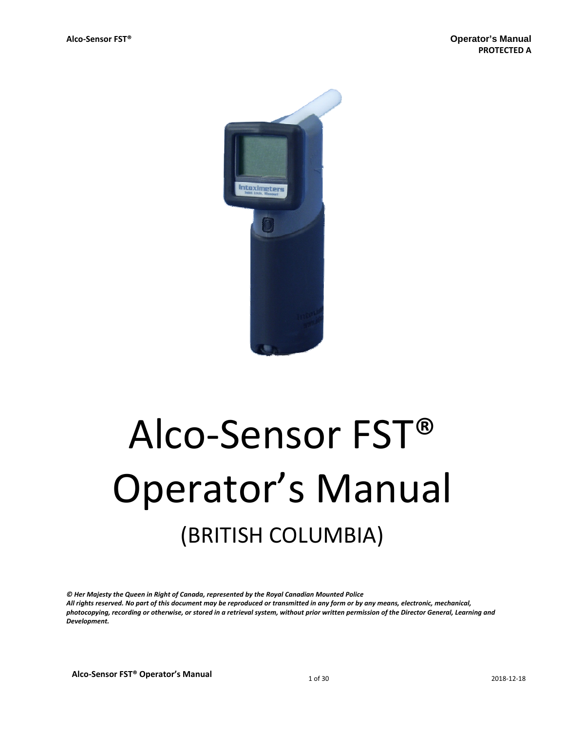PROTECTED A

# Alco-Sensor FST® Operator's Manual

## (BRITISH COLUMBIA)

***© Her Majesty the Queen in Right of Canada, represented by the Royal Canadian Mounted Police***
***All rights reserved. No part of this document may be reproduced or transmitted in any form or by any means, electronic, mechanical, photocopying, recording or otherwise, or stored in a retrieval system, without prior written permission of the Director General, Learning and Development.***

2018-12-18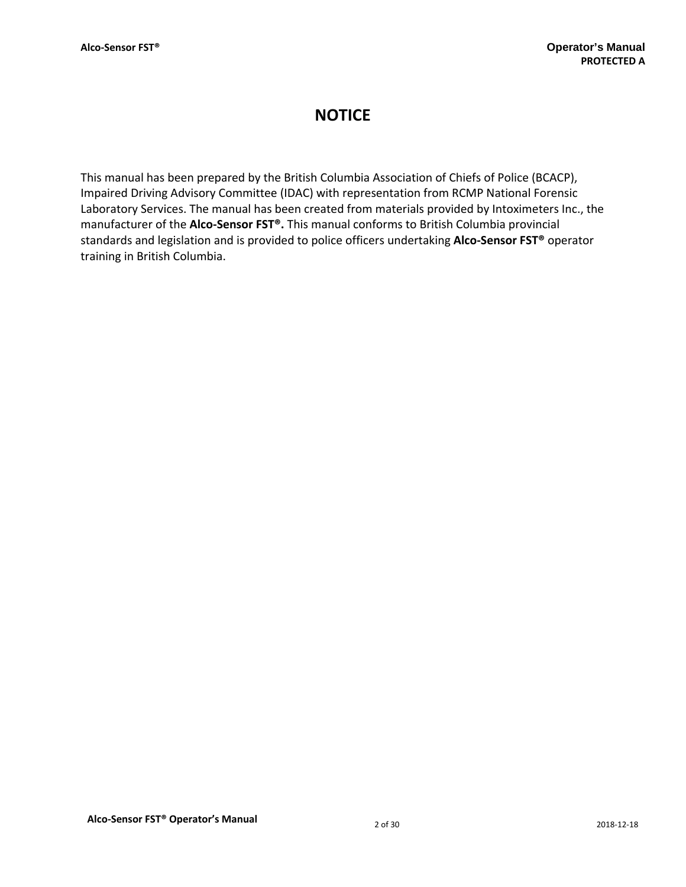# NOTICE

This manual has been prepared by the British Columbia Association of Chiefs of Police (BCACP), Impaired Driving Advisory Committee (IDAC) with representation from RCMP National Forensic Laboratory Services. The manual has been created from materials provided by Intoximeters Inc., the manufacturer of the **Alco-Sensor FST®.** This manual conforms to British Columbia provincial standards and legislation and is provided to police officers undertaking **Alco-Sensor FST®** operator training in British Columbia.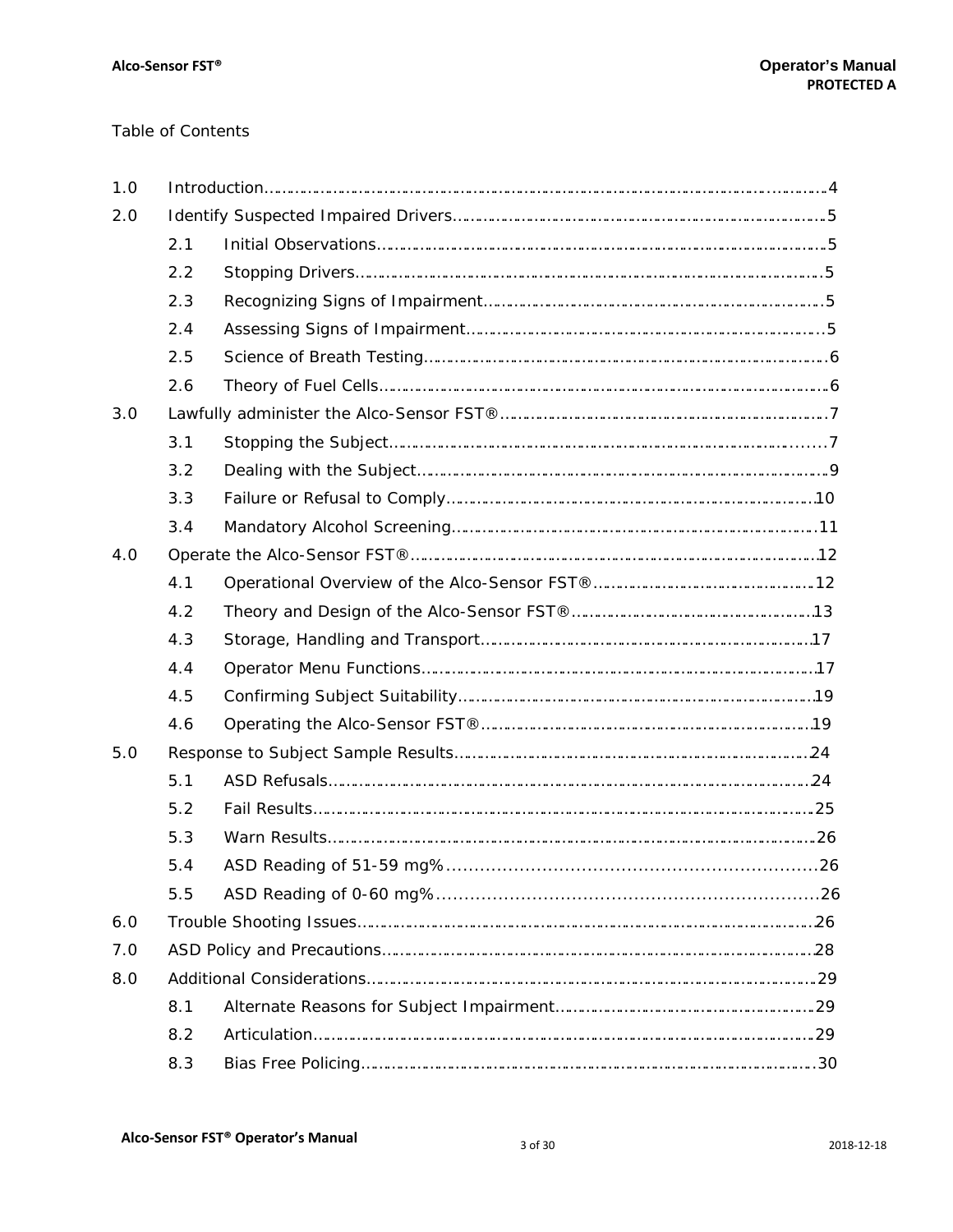Table of Contents

| | | | |
|---|---|---|---|
| 1.0 | Introduction | | 4 |
| 2.0 | Identify Suspected Impaired Drivers | | 5 |
| | 2.1 | Initial Observations | 5 |
| | 2.2 | Stopping Drivers | 5 |
| | 2.3 | Recognizing Signs of Impairment | 5 |
| | 2.4 | Assessing Signs of Impairment | 5 |
| | 2.5 | Science of Breath Testing | 6 |
| | 2.6 | Theory of Fuel Cells | 6 |
| 3.0 | Lawfully administer the Alco-Sensor FST® | | 7 |
| | 3.1 | Stopping the Subject | 7 |
| | 3.2 | Dealing with the Subject | 9 |
| | 3.3 | Failure or Refusal to Comply | 10 |
| | 3.4 | Mandatory Alcohol Screening | 11 |
| 4.0 | Operate the Alco-Sensor FST® | | 12 |
| | 4.1 | Operational Overview of the Alco-Sensor FST® | 12 |
| | 4.2 | Theory and Design of the Alco-Sensor FST® | 13 |
| | 4.3 | Storage, Handling and Transport | 17 |
| | 4.4 | Operator Menu Functions | 17 |
| | 4.5 | Confirming Subject Suitability | 19 |
| | 4.6 | Operating the Alco-Sensor FST® | 19 |
| 5.0 | Response to Subject Sample Results | | 24 |
| | 5.1 | ASD Refusals | 24 |
| | 5.2 | Fail Results | 25 |
| | 5.3 | Warn Results | 26 |
| | 5.4 | ASD Reading of 51-59 mg% | 26 |
| | 5.5 | ASD Reading of 0-60 mg% | 26 |
| 6.0 | Trouble Shooting Issues | | 26 |
| 7.0 | ASD Policy and Precautions | | 28 |
| 8.0 | Additional Considerations | | 29 |
| | 8.1 | Alternate Reasons for Subject Impairment | 29 |
| | 8.2 | Articulation | 29 |
| | 8.3 | Bias Free Policing | 30 |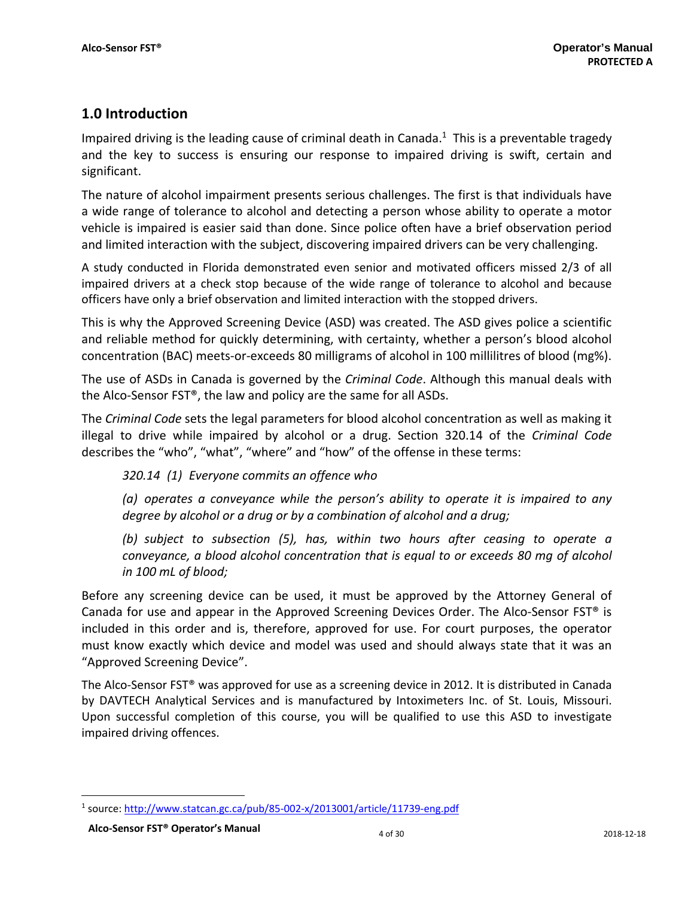## 1.0 Introduction

Impaired driving is the leading cause of criminal death in Canada.[1] This is a preventable tragedy and the key to success is ensuring our response to impaired driving is swift, certain and significant.

The nature of alcohol impairment presents serious challenges. The first is that individuals have a wide range of tolerance to alcohol and detecting a person whose ability to operate a motor vehicle is impaired is easier said than done. Since police often have a brief observation period and limited interaction with the subject, discovering impaired drivers can be very challenging.

A study conducted in Florida demonstrated even senior and motivated officers missed 2/3 of all impaired drivers at a check stop because of the wide range of tolerance to alcohol and because officers have only a brief observation and limited interaction with the stopped drivers.

This is why the Approved Screening Device (ASD) was created. The ASD gives police a scientific and reliable method for quickly determining, with certainty, whether a person's blood alcohol concentration (BAC) meets-or-exceeds 80 milligrams of alcohol in 100 millilitres of blood (mg%).

The use of ASDs in Canada is governed by the *Criminal Code*. Although this manual deals with the Alco-Sensor FST®, the law and policy are the same for all ASDs.

The *Criminal Code* sets the legal parameters for blood alcohol concentration as well as making it illegal to drive while impaired by alcohol or a drug. Section 320.14 of the *Criminal Code* describes the "who", "what", "where" and "how" of the offense in these terms:

> *320.14 (1) Everyone commits an offence who*
>
> *(a) operates a conveyance while the person's ability to operate it is impaired to any degree by alcohol or a drug or by a combination of alcohol and a drug;*
>
> *(b) subject to subsection (5), has, within two hours after ceasing to operate a conveyance, a blood alcohol concentration that is equal to or exceeds 80 mg of alcohol in 100 mL of blood;*

Before any screening device can be used, it must be approved by the Attorney General of Canada for use and appear in the Approved Screening Devices Order. The Alco-Sensor FST® is included in this order and is, therefore, approved for use. For court purposes, the operator must know exactly which device and model was used and should always state that it was an "Approved Screening Device".

The Alco-Sensor FST® was approved for use as a screening device in 2012. It is distributed in Canada by DAVTECH Analytical Services and is manufactured by Intoximeters Inc. of St. Louis, Missouri. Upon successful completion of this course, you will be qualified to use this ASD to investigate impaired driving offences.

---

[1] source: http://www.statcan.gc.ca/pub/85-002-x/2013001/article/11739-eng.pdf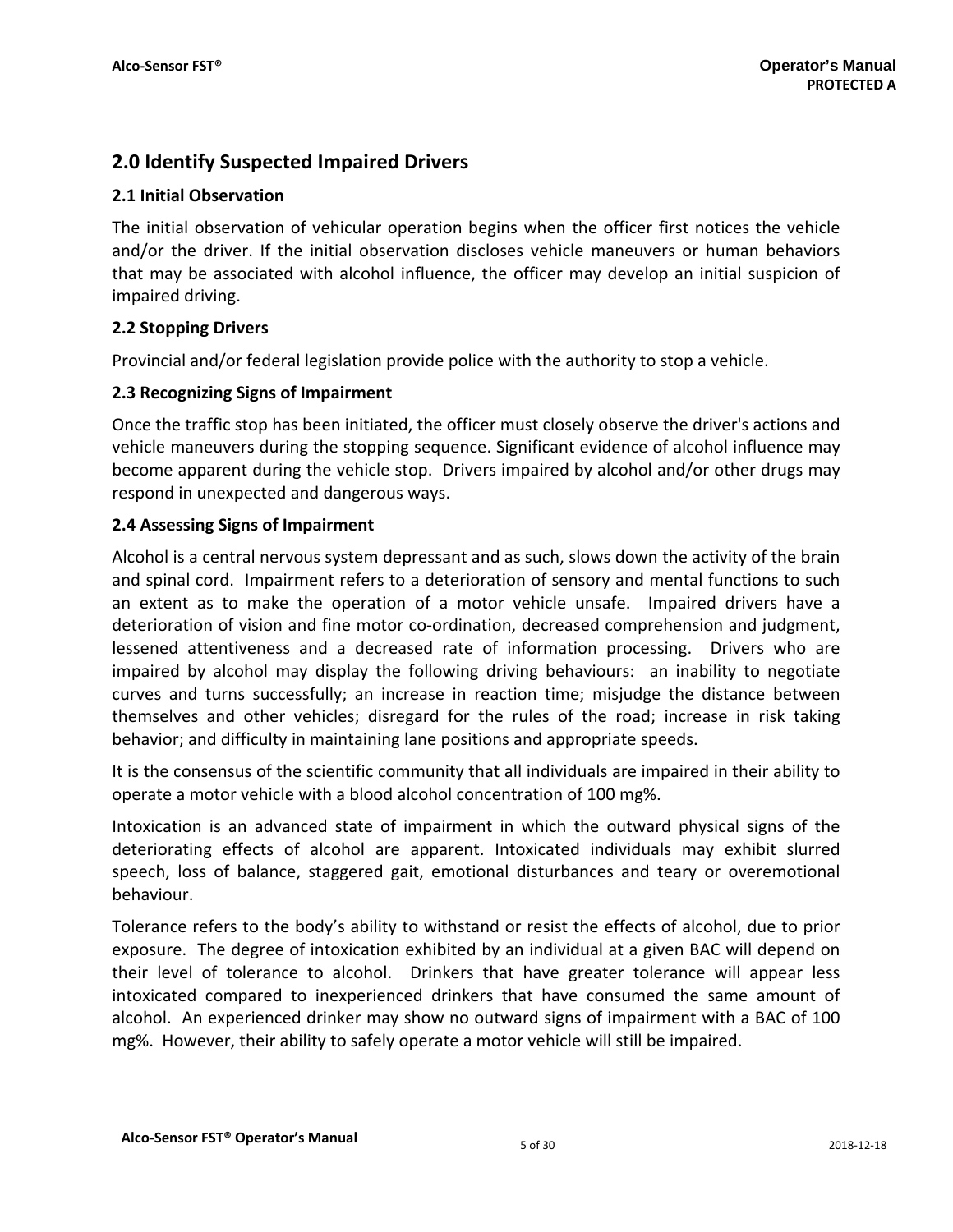## 2.0 Identify Suspected Impaired Drivers

### 2.1 Initial Observation

The initial observation of vehicular operation begins when the officer first notices the vehicle and/or the driver. If the initial observation discloses vehicle maneuvers or human behaviors that may be associated with alcohol influence, the officer may develop an initial suspicion of impaired driving.

### 2.2 Stopping Drivers

Provincial and/or federal legislation provide police with the authority to stop a vehicle.

### 2.3 Recognizing Signs of Impairment

Once the traffic stop has been initiated, the officer must closely observe the driver's actions and vehicle maneuvers during the stopping sequence. Significant evidence of alcohol influence may become apparent during the vehicle stop. Drivers impaired by alcohol and/or other drugs may respond in unexpected and dangerous ways.

### 2.4 Assessing Signs of Impairment

Alcohol is a central nervous system depressant and as such, slows down the activity of the brain and spinal cord. Impairment refers to a deterioration of sensory and mental functions to such an extent as to make the operation of a motor vehicle unsafe. Impaired drivers have a deterioration of vision and fine motor co-ordination, decreased comprehension and judgment, lessened attentiveness and a decreased rate of information processing. Drivers who are impaired by alcohol may display the following driving behaviours: an inability to negotiate curves and turns successfully; an increase in reaction time; misjudge the distance between themselves and other vehicles; disregard for the rules of the road; increase in risk taking behavior; and difficulty in maintaining lane positions and appropriate speeds.

It is the consensus of the scientific community that all individuals are impaired in their ability to operate a motor vehicle with a blood alcohol concentration of 100 mg%.

Intoxication is an advanced state of impairment in which the outward physical signs of the deteriorating effects of alcohol are apparent. Intoxicated individuals may exhibit slurred speech, loss of balance, staggered gait, emotional disturbances and teary or overemotional behaviour.

Tolerance refers to the body's ability to withstand or resist the effects of alcohol, due to prior exposure. The degree of intoxication exhibited by an individual at a given BAC will depend on their level of tolerance to alcohol. Drinkers that have greater tolerance will appear less intoxicated compared to inexperienced drinkers that have consumed the same amount of alcohol. An experienced drinker may show no outward signs of impairment with a BAC of 100 mg%. However, their ability to safely operate a motor vehicle will still be impaired.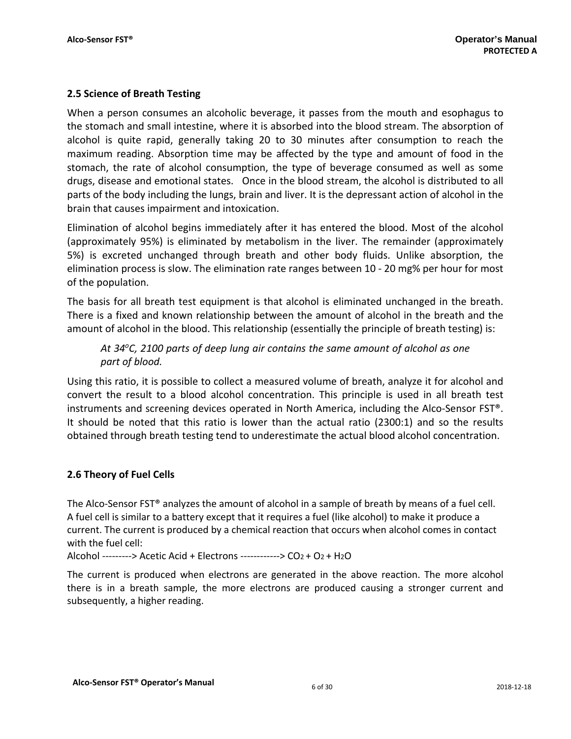## 2.5 Science of Breath Testing

When a person consumes an alcoholic beverage, it passes from the mouth and esophagus to the stomach and small intestine, where it is absorbed into the blood stream. The absorption of alcohol is quite rapid, generally taking 20 to 30 minutes after consumption to reach the maximum reading. Absorption time may be affected by the type and amount of food in the stomach, the rate of alcohol consumption, the type of beverage consumed as well as some drugs, disease and emotional states. Once in the blood stream, the alcohol is distributed to all parts of the body including the lungs, brain and liver. It is the depressant action of alcohol in the brain that causes impairment and intoxication.

Elimination of alcohol begins immediately after it has entered the blood. Most of the alcohol (approximately 95%) is eliminated by metabolism in the liver. The remainder (approximately 5%) is excreted unchanged through breath and other body fluids. Unlike absorption, the elimination process is slow. The elimination rate ranges between 10 - 20 mg% per hour for most of the population.

The basis for all breath test equipment is that alcohol is eliminated unchanged in the breath. There is a fixed and known relationship between the amount of alcohol in the breath and the amount of alcohol in the blood. This relationship (essentially the principle of breath testing) is:

> *At 34$^{o}$C, 2100 parts of deep lung air contains the same amount of alcohol as one part of blood.*

Using this ratio, it is possible to collect a measured volume of breath, analyze it for alcohol and convert the result to a blood alcohol concentration. This principle is used in all breath test instruments and screening devices operated in North America, including the Alco-Sensor FST®. It should be noted that this ratio is lower than the actual ratio (2300:1) and so the results obtained through breath testing tend to underestimate the actual blood alcohol concentration.

## 2.6 Theory of Fuel Cells

The Alco-Sensor FST® analyzes the amount of alcohol in a sample of breath by means of a fuel cell. A fuel cell is similar to a battery except that it requires a fuel (like alcohol) to make it produce a current. The current is produced by a chemical reaction that occurs when alcohol comes in contact with the fuel cell:

Alcohol ---------> Acetic Acid + Electrons ------------> $CO_2$ + $O_2$ + $H_2O$

The current is produced when electrons are generated in the above reaction. The more alcohol there is in a breath sample, the more electrons are produced causing a stronger current and subsequently, a higher reading.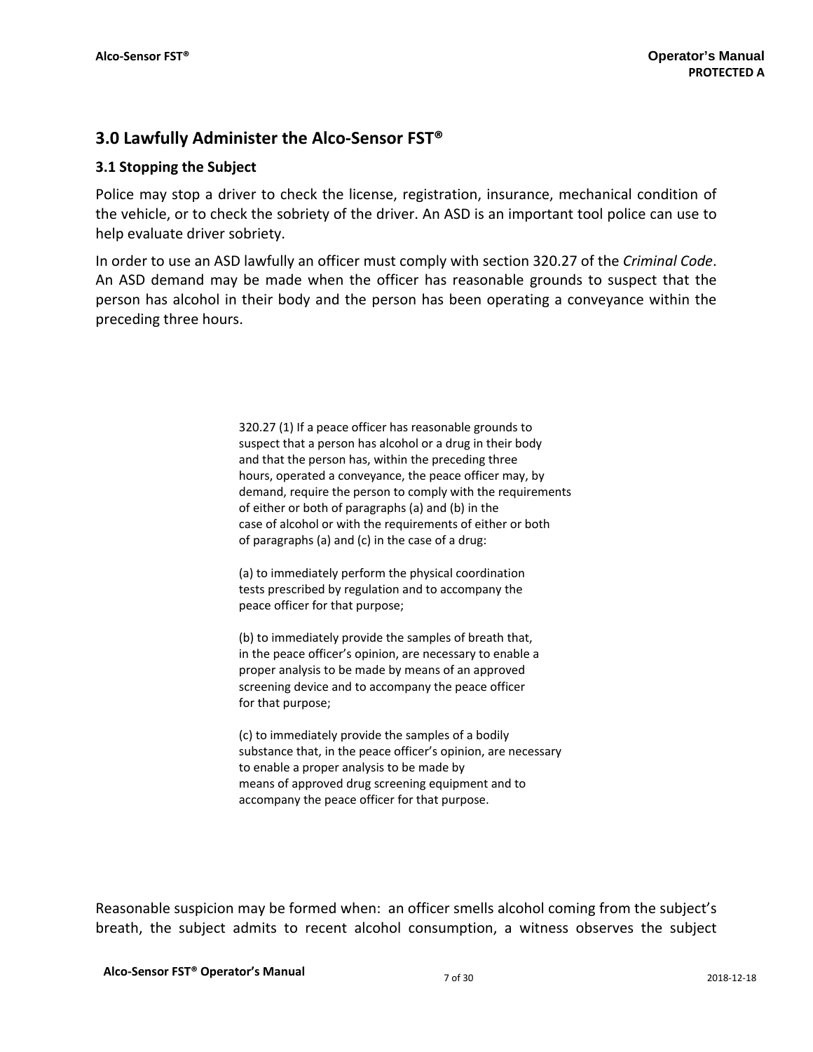## 3.0 Lawfully Administer the Alco-Sensor FST®

### 3.1 Stopping the Subject

Police may stop a driver to check the license, registration, insurance, mechanical condition of the vehicle, or to check the sobriety of the driver. An ASD is an important tool police can use to help evaluate driver sobriety.

In order to use an ASD lawfully an officer must comply with section 320.27 of the *Criminal Code*. An ASD demand may be made when the officer has reasonable grounds to suspect that the person has alcohol in their body and the person has been operating a conveyance within the preceding three hours.

> 320.27 (1) If a peace officer has reasonable grounds to suspect that a person has alcohol or a drug in their body and that the person has, within the preceding three hours, operated a conveyance, the peace officer may, by demand, require the person to comply with the requirements of either or both of paragraphs (a) and (b) in the case of alcohol or with the requirements of either or both of paragraphs (a) and (c) in the case of a drug:
>
> (a) to immediately perform the physical coordination tests prescribed by regulation and to accompany the peace officer for that purpose;
>
> (b) to immediately provide the samples of breath that, in the peace officer's opinion, are necessary to enable a proper analysis to be made by means of an approved screening device and to accompany the peace officer for that purpose;
>
> (c) to immediately provide the samples of a bodily substance that, in the peace officer's opinion, are necessary to enable a proper analysis to be made by means of approved drug screening equipment and to accompany the peace officer for that purpose.

Reasonable suspicion may be formed when: an officer smells alcohol coming from the subject's breath, the subject admits to recent alcohol consumption, a witness observes the subject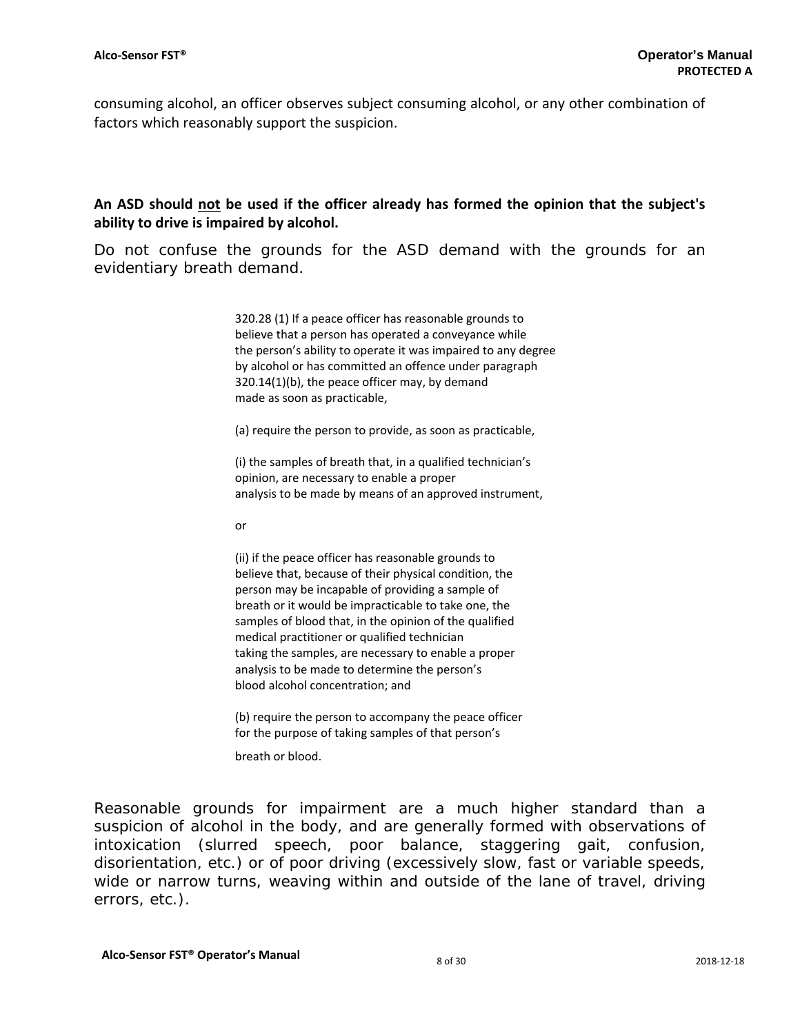consuming alcohol, an officer observes subject consuming alcohol, or any other combination of factors which reasonably support the suspicion.

**An ASD should <u>not</u> be used if the officer already has formed the opinion that the subject's ability to drive is impaired by alcohol.**

Do not confuse the grounds for the ASD demand with the grounds for an evidentiary breath demand.

> 320.28 (1) If a peace officer has reasonable grounds to believe that a person has operated a conveyance while the person's ability to operate it was impaired to any degree by alcohol or has committed an offence under paragraph 320.14(1)(b), the peace officer may, by demand made as soon as practicable,
>
> (a) require the person to provide, as soon as practicable,
>
> (i) the samples of breath that, in a qualified technician's opinion, are necessary to enable a proper analysis to be made by means of an approved instrument,
>
> or
>
> (ii) if the peace officer has reasonable grounds to believe that, because of their physical condition, the person may be incapable of providing a sample of breath or it would be impracticable to take one, the samples of blood that, in the opinion of the qualified medical practitioner or qualified technician taking the samples, are necessary to enable a proper analysis to be made to determine the person's blood alcohol concentration; and
>
> (b) require the person to accompany the peace officer for the purpose of taking samples of that person's breath or blood.

Reasonable grounds for impairment are a much higher standard than a suspicion of alcohol in the body, and are generally formed with observations of intoxication (slurred speech, poor balance, staggering gait, confusion, disorientation, etc.) or of poor driving (excessively slow, fast or variable speeds, wide or narrow turns, weaving within and outside of the lane of travel, driving errors, etc.).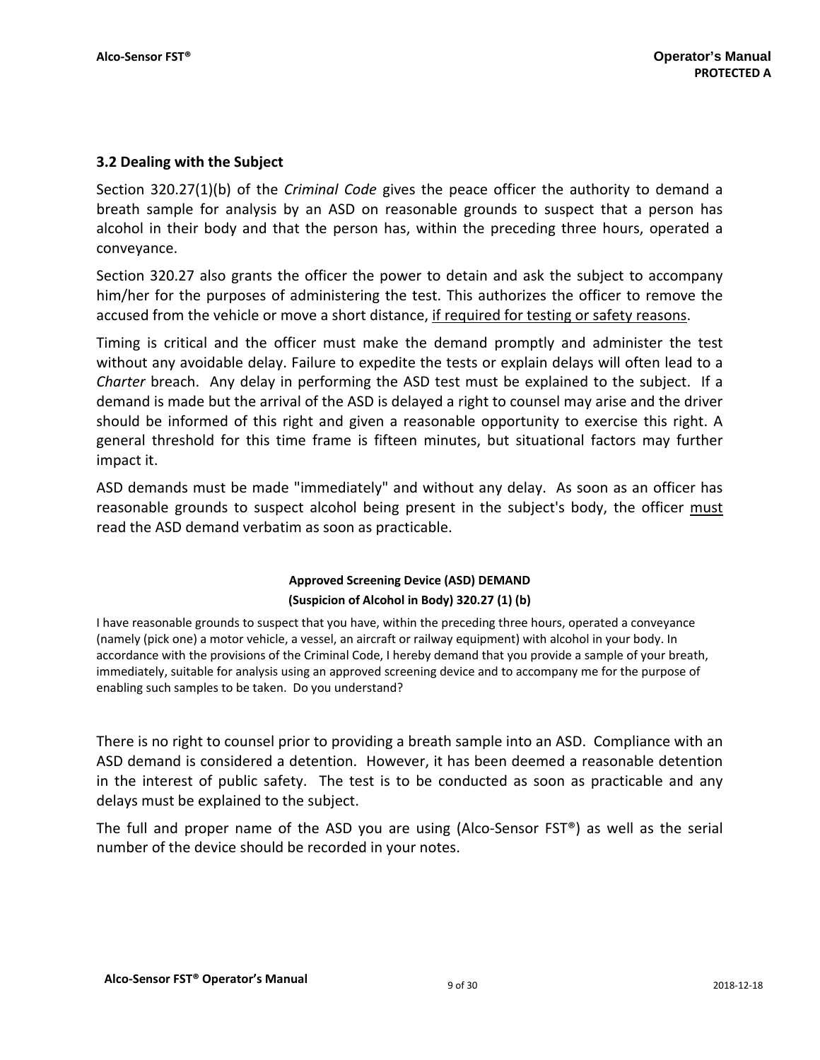## 3.2 Dealing with the Subject

Section 320.27(1)(b) of the *Criminal Code* gives the peace officer the authority to demand a breath sample for analysis by an ASD on reasonable grounds to suspect that a person has alcohol in their body and that the person has, within the preceding three hours, operated a conveyance.

Section 320.27 also grants the officer the power to detain and ask the subject to accompany him/her for the purposes of administering the test. This authorizes the officer to remove the accused from the vehicle or move a short distance, <u>if required for testing or safety reasons</u>.

Timing is critical and the officer must make the demand promptly and administer the test without any avoidable delay. Failure to expedite the tests or explain delays will often lead to a *Charter* breach. Any delay in performing the ASD test must be explained to the subject. If a demand is made but the arrival of the ASD is delayed a right to counsel may arise and the driver should be informed of this right and given a reasonable opportunity to exercise this right. A general threshold for this time frame is fifteen minutes, but situational factors may further impact it.

ASD demands must be made "immediately" and without any delay. As soon as an officer has reasonable grounds to suspect alcohol being present in the subject's body, the officer <u>must</u> read the ASD demand verbatim as soon as practicable.

**Approved Screening Device (ASD) DEMAND**
**(Suspicion of Alcohol in Body) 320.27 (1) (b)**

I have reasonable grounds to suspect that you have, within the preceding three hours, operated a conveyance (namely (pick one) a motor vehicle, a vessel, an aircraft or railway equipment) with alcohol in your body. In accordance with the provisions of the Criminal Code, I hereby demand that you provide a sample of your breath, immediately, suitable for analysis using an approved screening device and to accompany me for the purpose of enabling such samples to be taken. Do you understand?

There is no right to counsel prior to providing a breath sample into an ASD. Compliance with an ASD demand is considered a detention. However, it has been deemed a reasonable detention in the interest of public safety. The test is to be conducted as soon as practicable and any delays must be explained to the subject.

The full and proper name of the ASD you are using (Alco-Sensor FST®) as well as the serial number of the device should be recorded in your notes.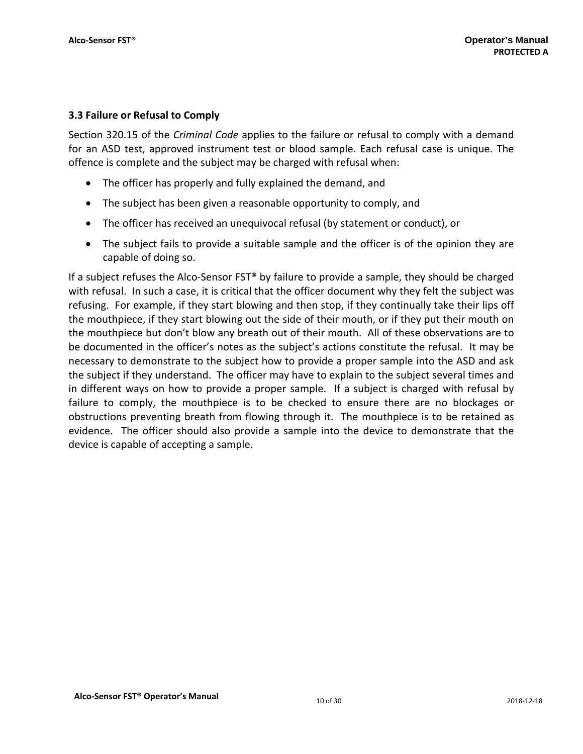### 3.3 Failure or Refusal to Comply

Section 320.15 of the *Criminal Code* applies to the failure or refusal to comply with a demand for an ASD test, approved instrument test or blood sample. Each refusal case is unique. The offence is complete and the subject may be charged with refusal when:

- The officer has properly and fully explained the demand, and
- The subject has been given a reasonable opportunity to comply, and
- The officer has received an unequivocal refusal (by statement or conduct), or
- The subject fails to provide a suitable sample and the officer is of the opinion they are capable of doing so.

If a subject refuses the Alco-Sensor FST® by failure to provide a sample, they should be charged with refusal. In such a case, it is critical that the officer document why they felt the subject was refusing. For example, if they start blowing and then stop, if they continually take their lips off the mouthpiece, if they start blowing out the side of their mouth, or if they put their mouth on the mouthpiece but don't blow any breath out of their mouth. All of these observations are to be documented in the officer's notes as the subject's actions constitute the refusal. It may be necessary to demonstrate to the subject how to provide a proper sample into the ASD and ask the subject if they understand. The officer may have to explain to the subject several times and in different ways on how to provide a proper sample. If a subject is charged with refusal by failure to comply, the mouthpiece is to be checked to ensure there are no blockages or obstructions preventing breath from flowing through it. The mouthpiece is to be retained as evidence. The officer should also provide a sample into the device to demonstrate that the device is capable of accepting a sample.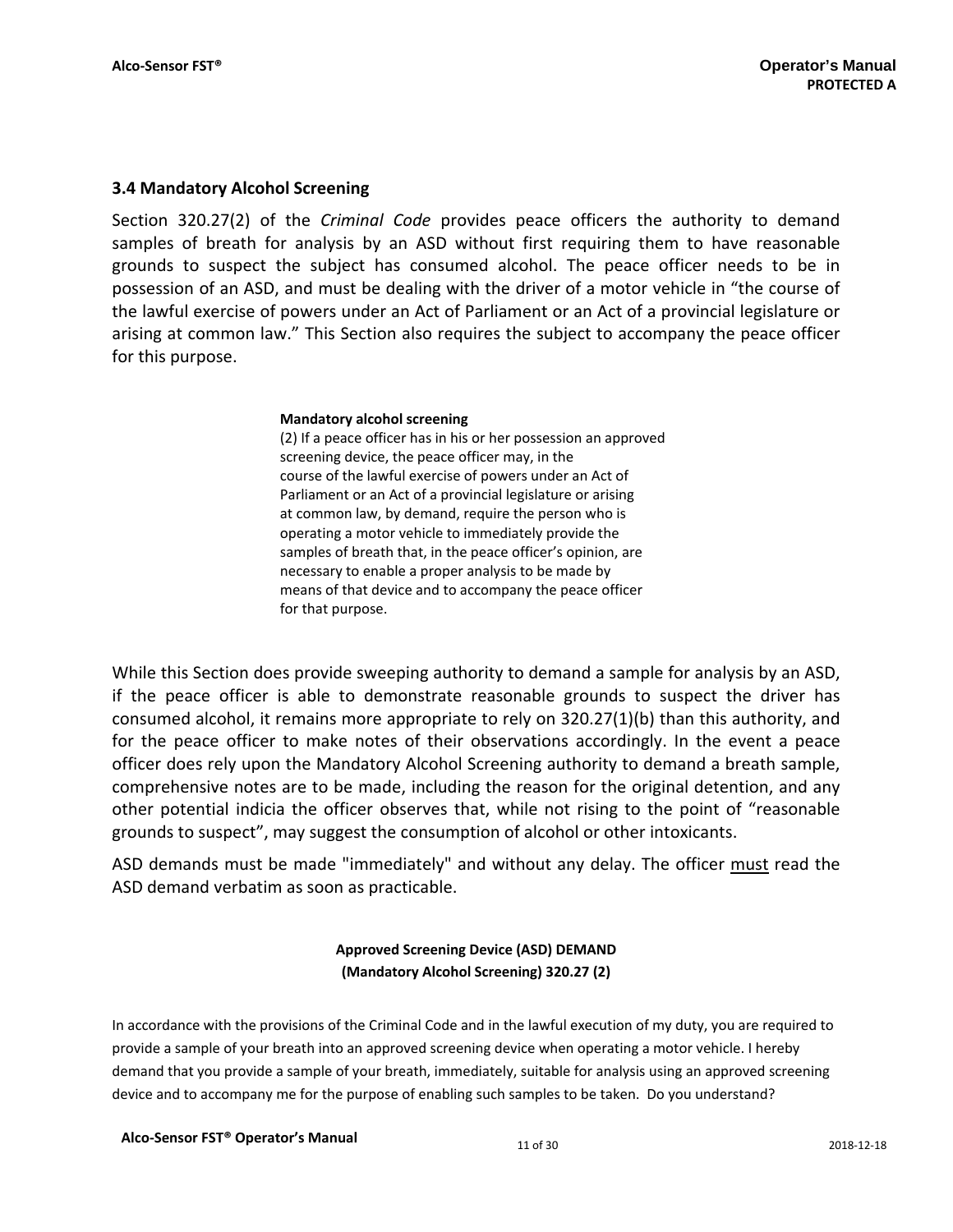## 3.4 Mandatory Alcohol Screening

Section 320.27(2) of the *Criminal Code* provides peace officers the authority to demand samples of breath for analysis by an ASD without first requiring them to have reasonable grounds to suspect the subject has consumed alcohol. The peace officer needs to be in possession of an ASD, and must be dealing with the driver of a motor vehicle in "the course of the lawful exercise of powers under an Act of Parliament or an Act of a provincial legislature or arising at common law." This Section also requires the subject to accompany the peace officer for this purpose.

> **Mandatory alcohol screening**
> (2) If a peace officer has in his or her possession an approved screening device, the peace officer may, in the course of the lawful exercise of powers under an Act of Parliament or an Act of a provincial legislature or arising at common law, by demand, require the person who is operating a motor vehicle to immediately provide the samples of breath that, in the peace officer's opinion, are necessary to enable a proper analysis to be made by means of that device and to accompany the peace officer for that purpose.

While this Section does provide sweeping authority to demand a sample for analysis by an ASD, if the peace officer is able to demonstrate reasonable grounds to suspect the driver has consumed alcohol, it remains more appropriate to rely on 320.27(1)(b) than this authority, and for the peace officer to make notes of their observations accordingly. In the event a peace officer does rely upon the Mandatory Alcohol Screening authority to demand a breath sample, comprehensive notes are to be made, including the reason for the original detention, and any other potential indicia the officer observes that, while not rising to the point of "reasonable grounds to suspect", may suggest the consumption of alcohol or other intoxicants.

ASD demands must be made "immediately" and without any delay. The officer <u>must</u> read the ASD demand verbatim as soon as practicable.

**Approved Screening Device (ASD) DEMAND**
**(Mandatory Alcohol Screening) 320.27 (2)**

In accordance with the provisions of the Criminal Code and in the lawful execution of my duty, you are required to provide a sample of your breath into an approved screening device when operating a motor vehicle. I hereby demand that you provide a sample of your breath, immediately, suitable for analysis using an approved screening device and to accompany me for the purpose of enabling such samples to be taken. Do you understand?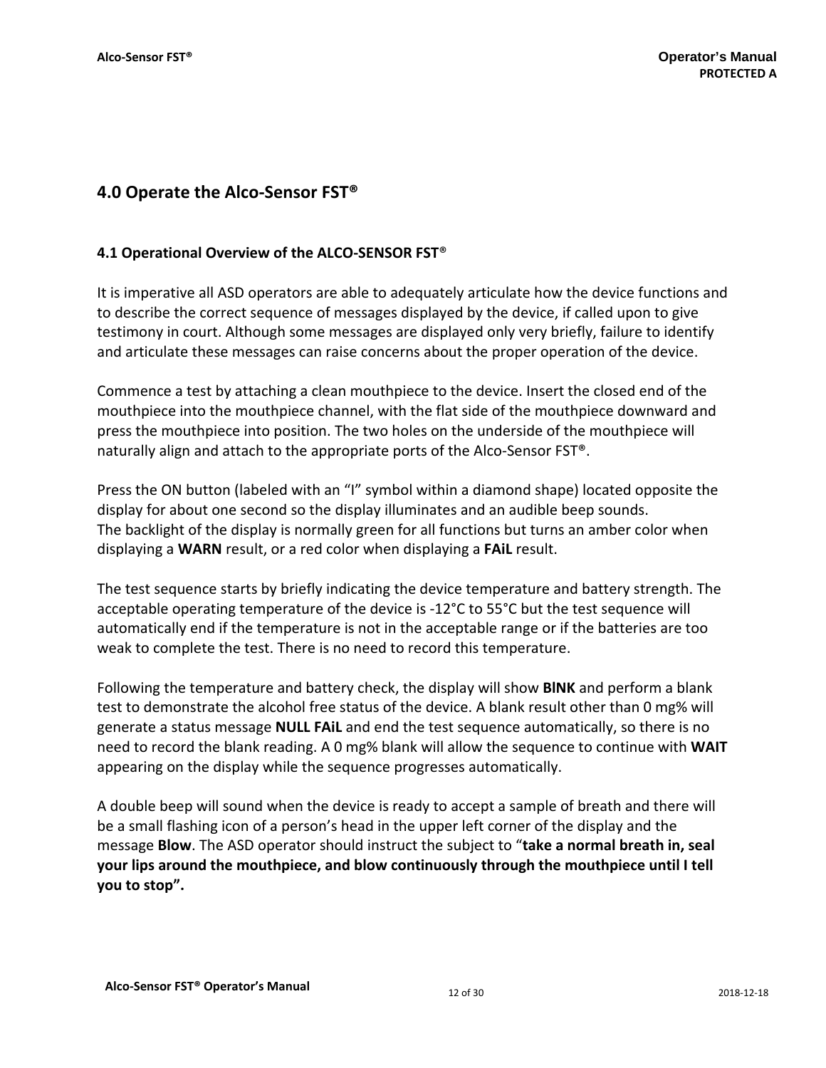## 4.0 Operate the Alco-Sensor FST®

### 4.1 Operational Overview of the ALCO-SENSOR FST®

It is imperative all ASD operators are able to adequately articulate how the device functions and to describe the correct sequence of messages displayed by the device, if called upon to give testimony in court. Although some messages are displayed only very briefly, failure to identify and articulate these messages can raise concerns about the proper operation of the device.

Commence a test by attaching a clean mouthpiece to the device. Insert the closed end of the mouthpiece into the mouthpiece channel, with the flat side of the mouthpiece downward and press the mouthpiece into position. The two holes on the underside of the mouthpiece will naturally align and attach to the appropriate ports of the Alco-Sensor FST®.

Press the ON button (labeled with an "I" symbol within a diamond shape) located opposite the display for about one second so the display illuminates and an audible beep sounds.
The backlight of the display is normally green for all functions but turns an amber color when displaying a **WARN** result, or a red color when displaying a **FAiL** result.

The test sequence starts by briefly indicating the device temperature and battery strength. The acceptable operating temperature of the device is -12°C to 55°C but the test sequence will automatically end if the temperature is not in the acceptable range or if the batteries are too weak to complete the test. There is no need to record this temperature.

Following the temperature and battery check, the display will show **BlNK** and perform a blank test to demonstrate the alcohol free status of the device. A blank result other than 0 mg% will generate a status message **NULL FAiL** and end the test sequence automatically, so there is no need to record the blank reading. A 0 mg% blank will allow the sequence to continue with **WAIT** appearing on the display while the sequence progresses automatically.

A double beep will sound when the device is ready to accept a sample of breath and there will be a small flashing icon of a person's head in the upper left corner of the display and the message **Blow**. The ASD operator should instruct the subject to "**take a normal breath in, seal your lips around the mouthpiece, and blow continuously through the mouthpiece until I tell you to stop".**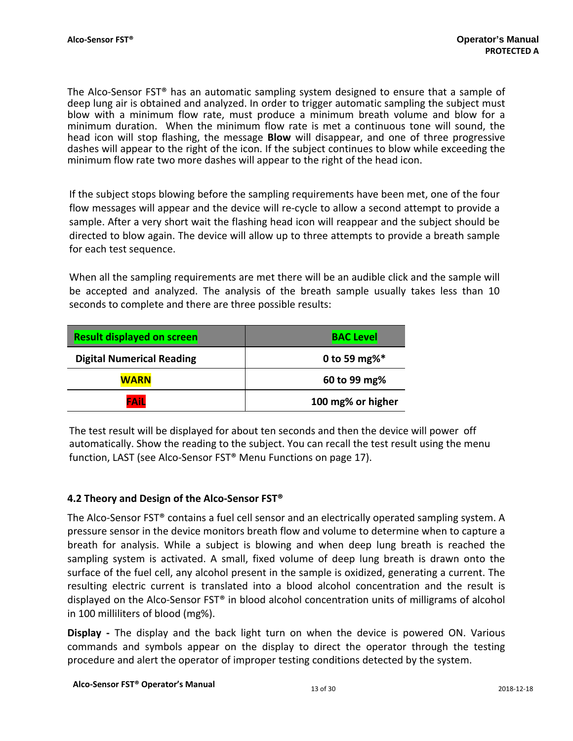The Alco-Sensor FST® has an automatic sampling system designed to ensure that a sample of deep lung air is obtained and analyzed. In order to trigger automatic sampling the subject must blow with a minimum flow rate, must produce a minimum breath volume and blow for a minimum duration. When the minimum flow rate is met a continuous tone will sound, the head icon will stop flashing, the message **Blow** will disappear, and one of three progressive dashes will appear to the right of the icon. If the subject continues to blow while exceeding the minimum flow rate two more dashes will appear to the right of the head icon.

If the subject stops blowing before the sampling requirements have been met, one of the four flow messages will appear and the device will re-cycle to allow a second attempt to provide a sample. After a very short wait the flashing head icon will reappear and the subject should be directed to blow again. The device will allow up to three attempts to provide a breath sample for each test sequence.

When all the sampling requirements are met there will be an audible click and the sample will be accepted and analyzed. The analysis of the breath sample usually takes less than 10 seconds to complete and there are three possible results:

| Result displayed on screen | BAC Level |
|---|---|
| **Digital Numerical Reading** | **0 to 59 mg%*** |
| **WARN** | **60 to 99 mg%** |
| **FAiL** | **100 mg% or higher** |

The test result will be displayed for about ten seconds and then the device will power off automatically. Show the reading to the subject. You can recall the test result using the menu function, LAST (see Alco-Sensor FST® Menu Functions on page 17).

### 4.2 Theory and Design of the Alco-Sensor FST®

The Alco-Sensor FST® contains a fuel cell sensor and an electrically operated sampling system. A pressure sensor in the device monitors breath flow and volume to determine when to capture a breath for analysis. While a subject is blowing and when deep lung breath is reached the sampling system is activated. A small, fixed volume of deep lung breath is drawn onto the surface of the fuel cell, any alcohol present in the sample is oxidized, generating a current. The resulting electric current is translated into a blood alcohol concentration and the result is displayed on the Alco-Sensor FST® in blood alcohol concentration units of milligrams of alcohol in 100 milliliters of blood (mg%).

**Display -** The display and the back light turn on when the device is powered ON. Various commands and symbols appear on the display to direct the operator through the testing procedure and alert the operator of improper testing conditions detected by the system.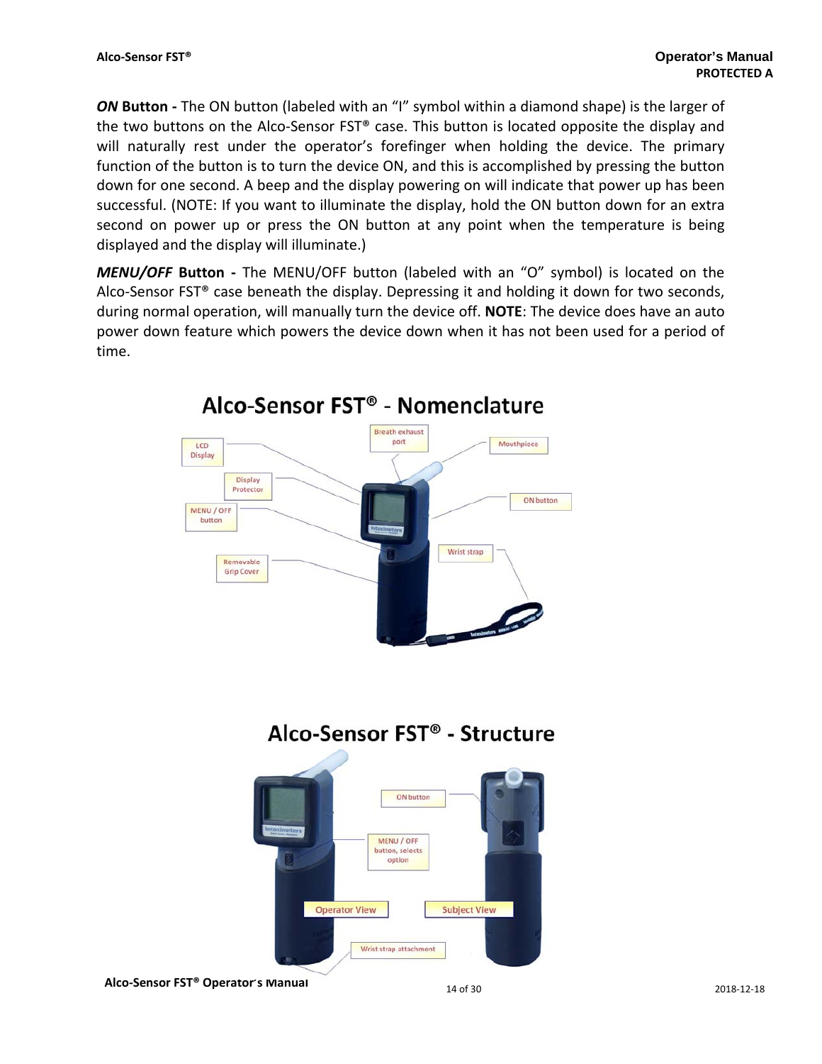***ON* Button -** The ON button (labeled with an "I" symbol within a diamond shape) is the larger of the two buttons on the Alco-Sensor FST® case. This button is located opposite the display and will naturally rest under the operator's forefinger when holding the device. The primary function of the button is to turn the device ON, and this is accomplished by pressing the button down for one second. A beep and the display powering on will indicate that power up has been successful. (NOTE: If you want to illuminate the display, hold the ON button down for an extra second on power up or press the ON button at any point when the temperature is being displayed and the display will illuminate.)

***MENU/OFF* Button -** The MENU/OFF button (labeled with an "O" symbol) is located on the Alco-Sensor FST® case beneath the display. Depressing it and holding it down for two seconds, during normal operation, will manually turn the device off. **NOTE**: The device does have an auto power down feature which powers the device down when it has not been used for a period of time.

## Alco-Sensor FST® - Nomenclature

LCD Display, Display Protector, MENU / OFF button, Removable Grip Cover, Breath exhaust port, Mouthpiece, ON button, Wrist strap

## Alco-Sensor FST® - Structure

ON button, MENU / OFF button, selects option, Operator View, Subject View, Wrist strap attachment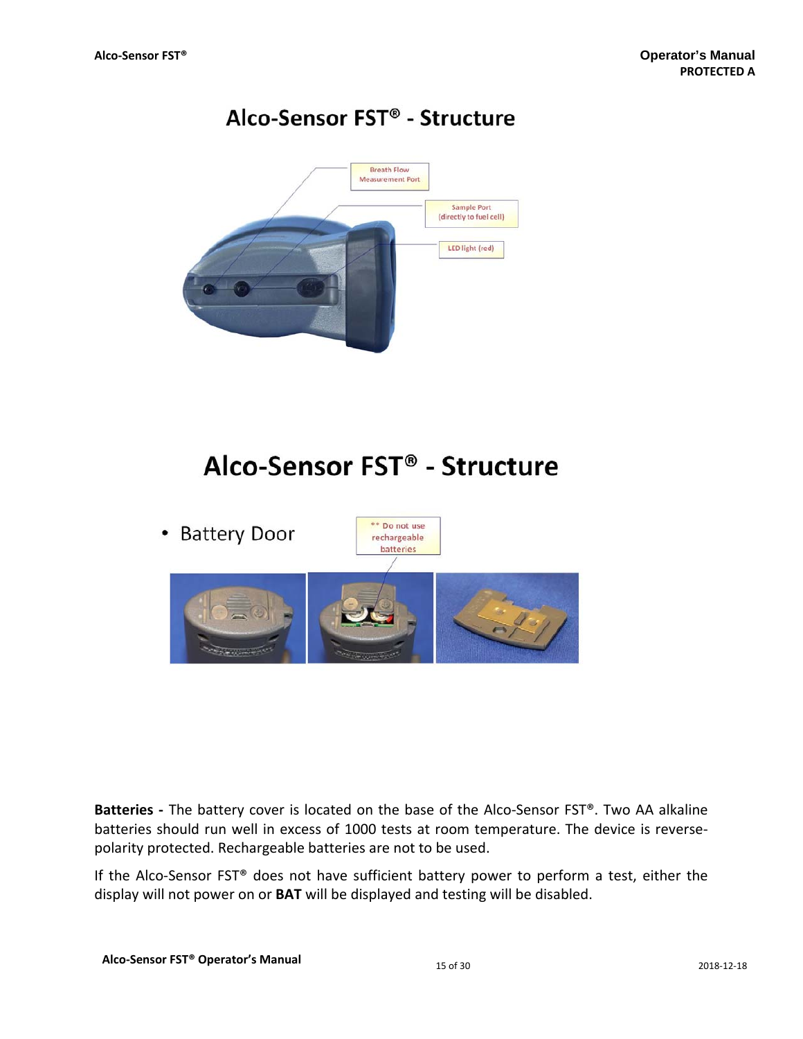# Alco-Sensor FST® - Structure

Breath Flow Measurement Port

Sample Port (directly to fuel cell)

LED light (red)

# Alco-Sensor FST® - Structure

- Battery Door

** Do not use rechargeable batteries

**Batteries -** The battery cover is located on the base of the Alco-Sensor FST®. Two AA alkaline batteries should run well in excess of 1000 tests at room temperature. The device is reverse-polarity protected. Rechargeable batteries are not to be used.

If the Alco-Sensor FST® does not have sufficient battery power to perform a test, either the display will not power on or **BAT** will be displayed and testing will be disabled.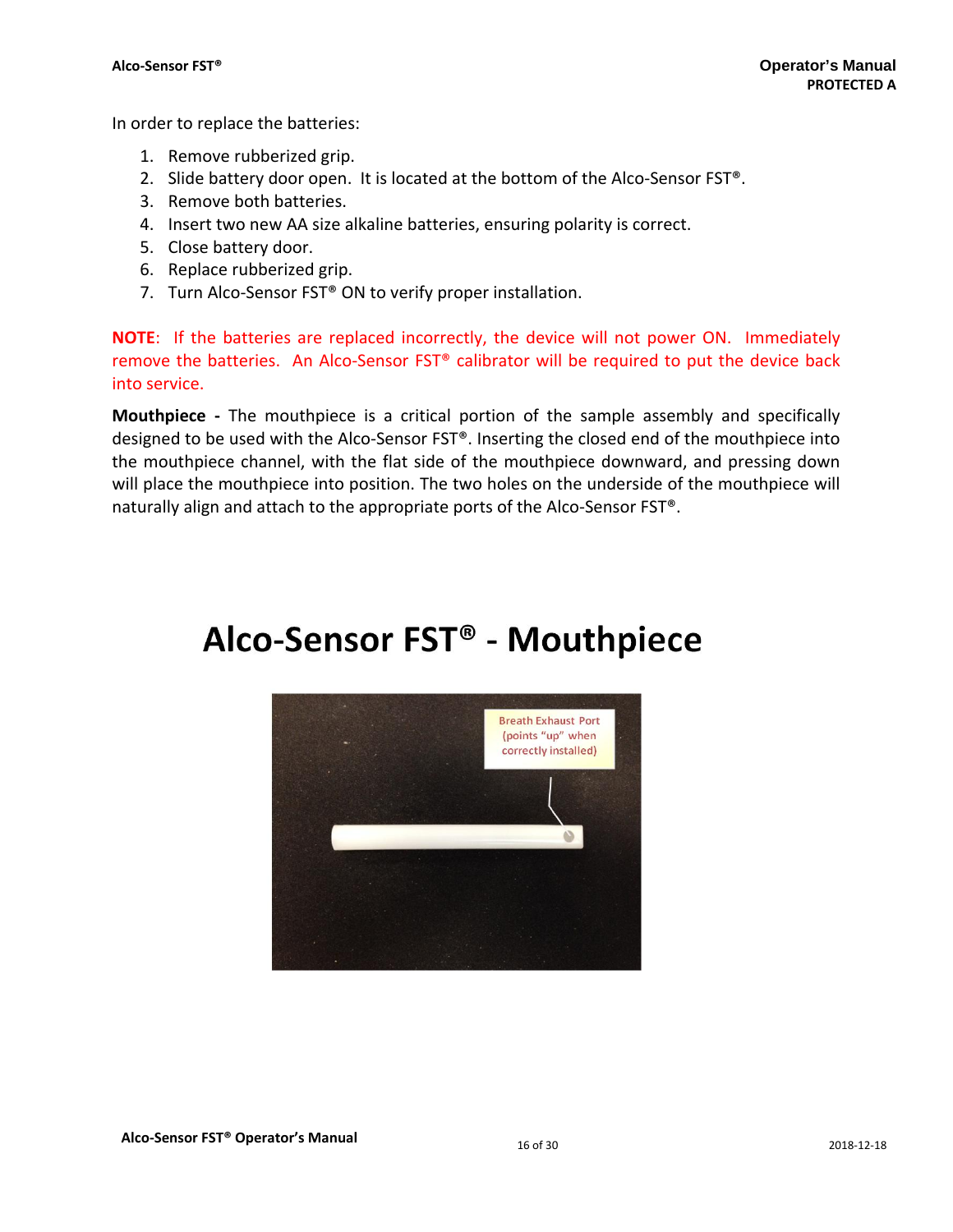In order to replace the batteries:

1. Remove rubberized grip.
2. Slide battery door open. It is located at the bottom of the Alco-Sensor FST®.
3. Remove both batteries.
4. Insert two new AA size alkaline batteries, ensuring polarity is correct.
5. Close battery door.
6. Replace rubberized grip.
7. Turn Alco-Sensor FST® ON to verify proper installation.

**NOTE**: If the batteries are replaced incorrectly, the device will not power ON. Immediately remove the batteries. An Alco-Sensor FST® calibrator will be required to put the device back into service.

**Mouthpiece -** The mouthpiece is a critical portion of the sample assembly and specifically designed to be used with the Alco-Sensor FST®. Inserting the closed end of the mouthpiece into the mouthpiece channel, with the flat side of the mouthpiece downward, and pressing down will place the mouthpiece into position. The two holes on the underside of the mouthpiece will naturally align and attach to the appropriate ports of the Alco-Sensor FST®.

# Alco-Sensor FST® - Mouthpiece

Breath Exhaust Port (points "up" when correctly installed)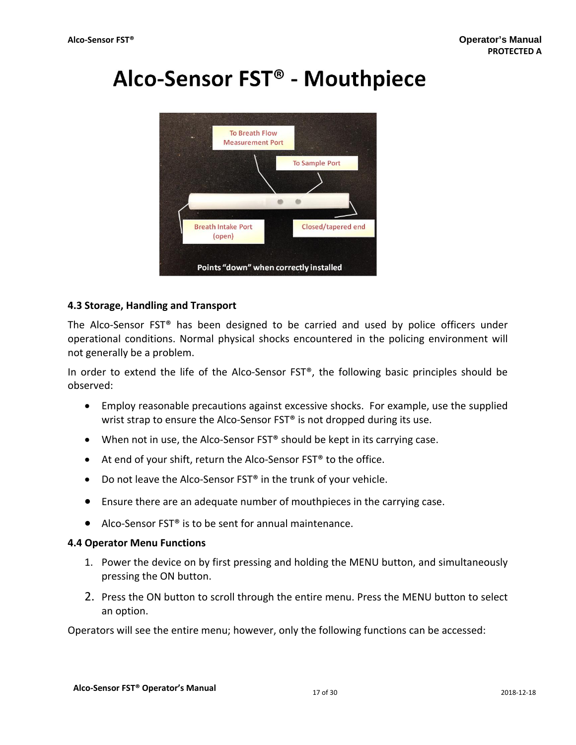# Alco-Sensor FST® - Mouthpiece

### 4.3 Storage, Handling and Transport

The Alco-Sensor FST® has been designed to be carried and used by police officers under operational conditions. Normal physical shocks encountered in the policing environment will not generally be a problem.

In order to extend the life of the Alco-Sensor FST®, the following basic principles should be observed:

- Employ reasonable precautions against excessive shocks. For example, use the supplied wrist strap to ensure the Alco-Sensor FST® is not dropped during its use.
- When not in use, the Alco-Sensor FST® should be kept in its carrying case.
- At end of your shift, return the Alco-Sensor FST® to the office.
- Do not leave the Alco-Sensor FST® in the trunk of your vehicle.
- Ensure there are an adequate number of mouthpieces in the carrying case.
- Alco-Sensor FST® is to be sent for annual maintenance.

### 4.4 Operator Menu Functions

1. Power the device on by first pressing and holding the MENU button, and simultaneously pressing the ON button.
2. Press the ON button to scroll through the entire menu. Press the MENU button to select an option.

Operators will see the entire menu; however, only the following functions can be accessed: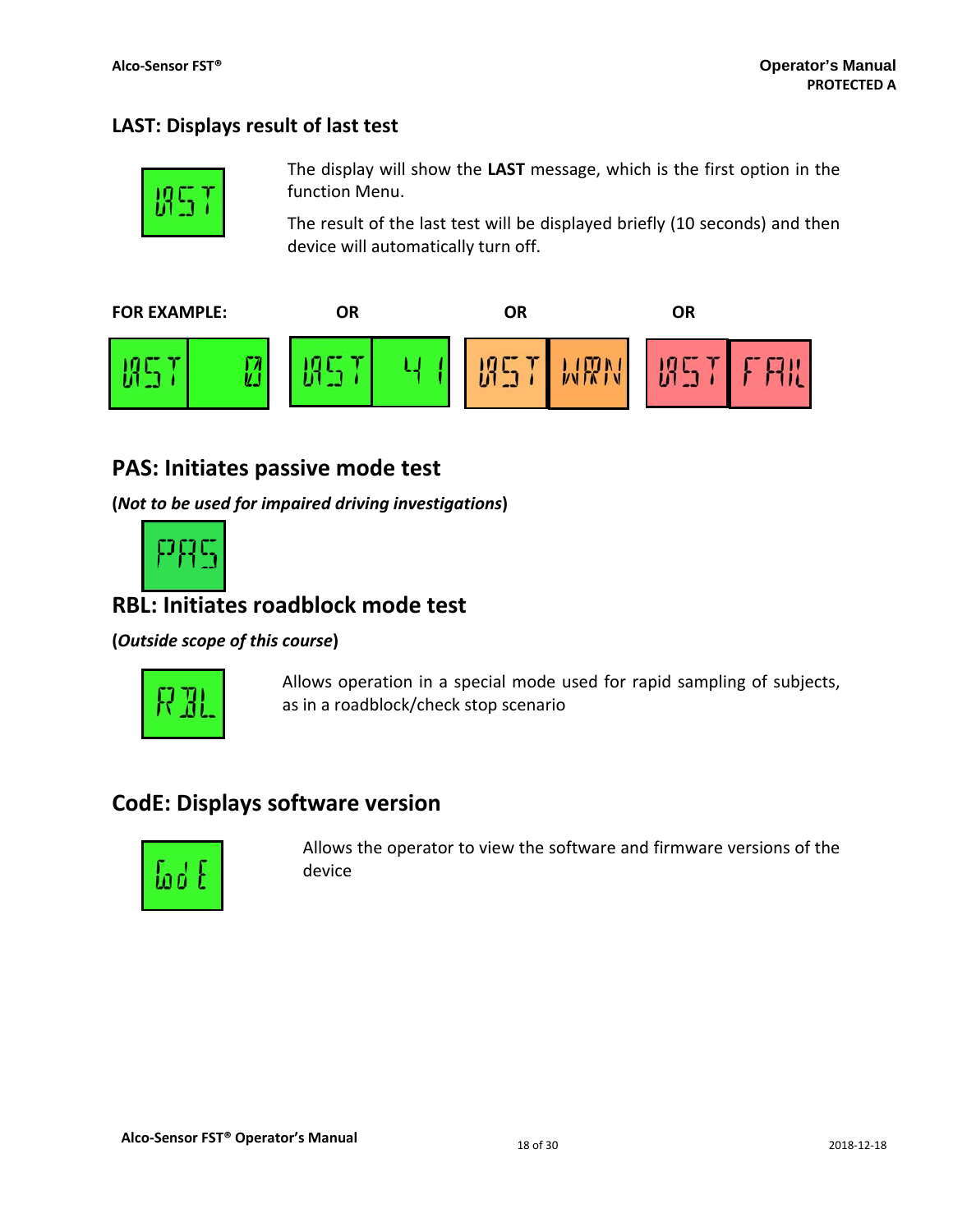## LAST: Displays result of last test

The display will show the **LAST** message, which is the first option in the function Menu.

The result of the last test will be displayed briefly (10 seconds) and then device will automatically turn off.

**FOR EXAMPLE:** **OR** **OR** **OR**

## PAS: Initiates passive mode test

(***Not to be used for impaired driving investigations***)

## RBL: Initiates roadblock mode test

(***Outside scope of this course***)

Allows operation in a special mode used for rapid sampling of subjects, as in a roadblock/check stop scenario

## CodE: Displays software version

Allows the operator to view the software and firmware versions of the device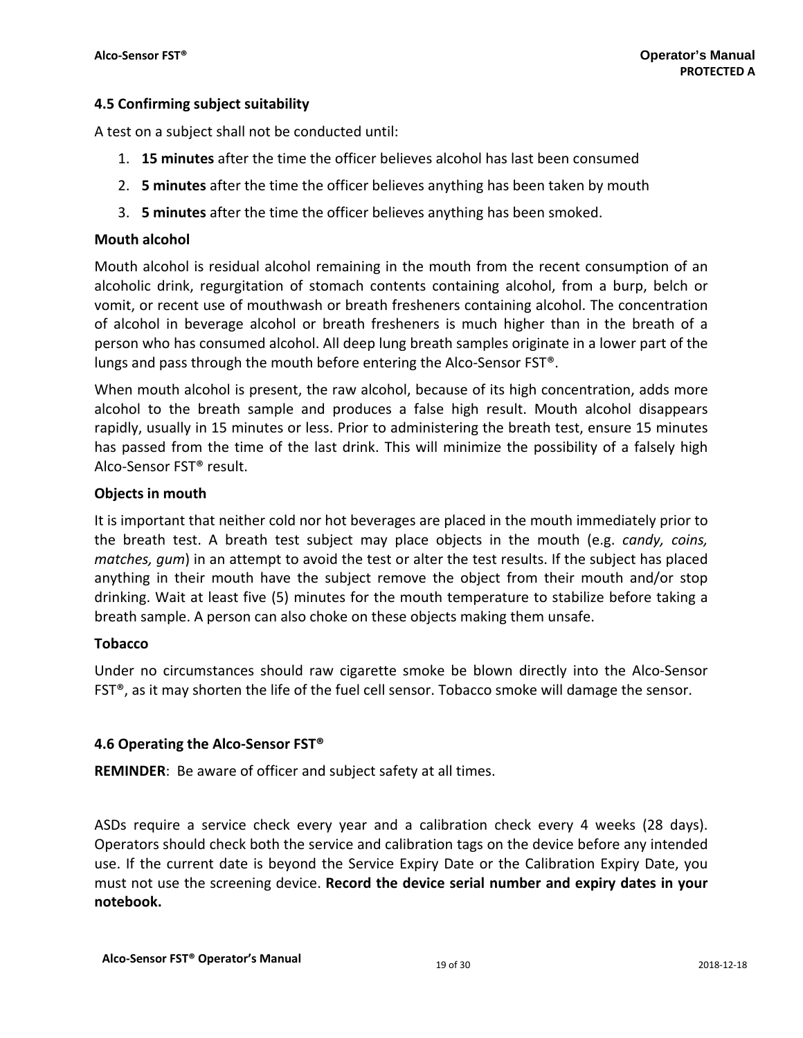### 4.5 Confirming subject suitability

A test on a subject shall not be conducted until:

1. **15 minutes** after the time the officer believes alcohol has last been consumed
2. **5 minutes** after the time the officer believes anything has been taken by mouth
3. **5 minutes** after the time the officer believes anything has been smoked.

**Mouth alcohol**

Mouth alcohol is residual alcohol remaining in the mouth from the recent consumption of an alcoholic drink, regurgitation of stomach contents containing alcohol, from a burp, belch or vomit, or recent use of mouthwash or breath fresheners containing alcohol. The concentration of alcohol in beverage alcohol or breath fresheners is much higher than in the breath of a person who has consumed alcohol. All deep lung breath samples originate in a lower part of the lungs and pass through the mouth before entering the Alco-Sensor FST®.

When mouth alcohol is present, the raw alcohol, because of its high concentration, adds more alcohol to the breath sample and produces a false high result. Mouth alcohol disappears rapidly, usually in 15 minutes or less. Prior to administering the breath test, ensure 15 minutes has passed from the time of the last drink. This will minimize the possibility of a falsely high Alco-Sensor FST® result.

**Objects in mouth**

It is important that neither cold nor hot beverages are placed in the mouth immediately prior to the breath test. A breath test subject may place objects in the mouth (e.g. *candy, coins, matches, gum*) in an attempt to avoid the test or alter the test results. If the subject has placed anything in their mouth have the subject remove the object from their mouth and/or stop drinking. Wait at least five (5) minutes for the mouth temperature to stabilize before taking a breath sample. A person can also choke on these objects making them unsafe.

**Tobacco**

Under no circumstances should raw cigarette smoke be blown directly into the Alco-Sensor FST®, as it may shorten the life of the fuel cell sensor. Tobacco smoke will damage the sensor.

### 4.6 Operating the Alco-Sensor FST®

**REMINDER**: Be aware of officer and subject safety at all times.

ASDs require a service check every year and a calibration check every 4 weeks (28 days). Operators should check both the service and calibration tags on the device before any intended use. If the current date is beyond the Service Expiry Date or the Calibration Expiry Date, you must not use the screening device. **Record the device serial number and expiry dates in your notebook.**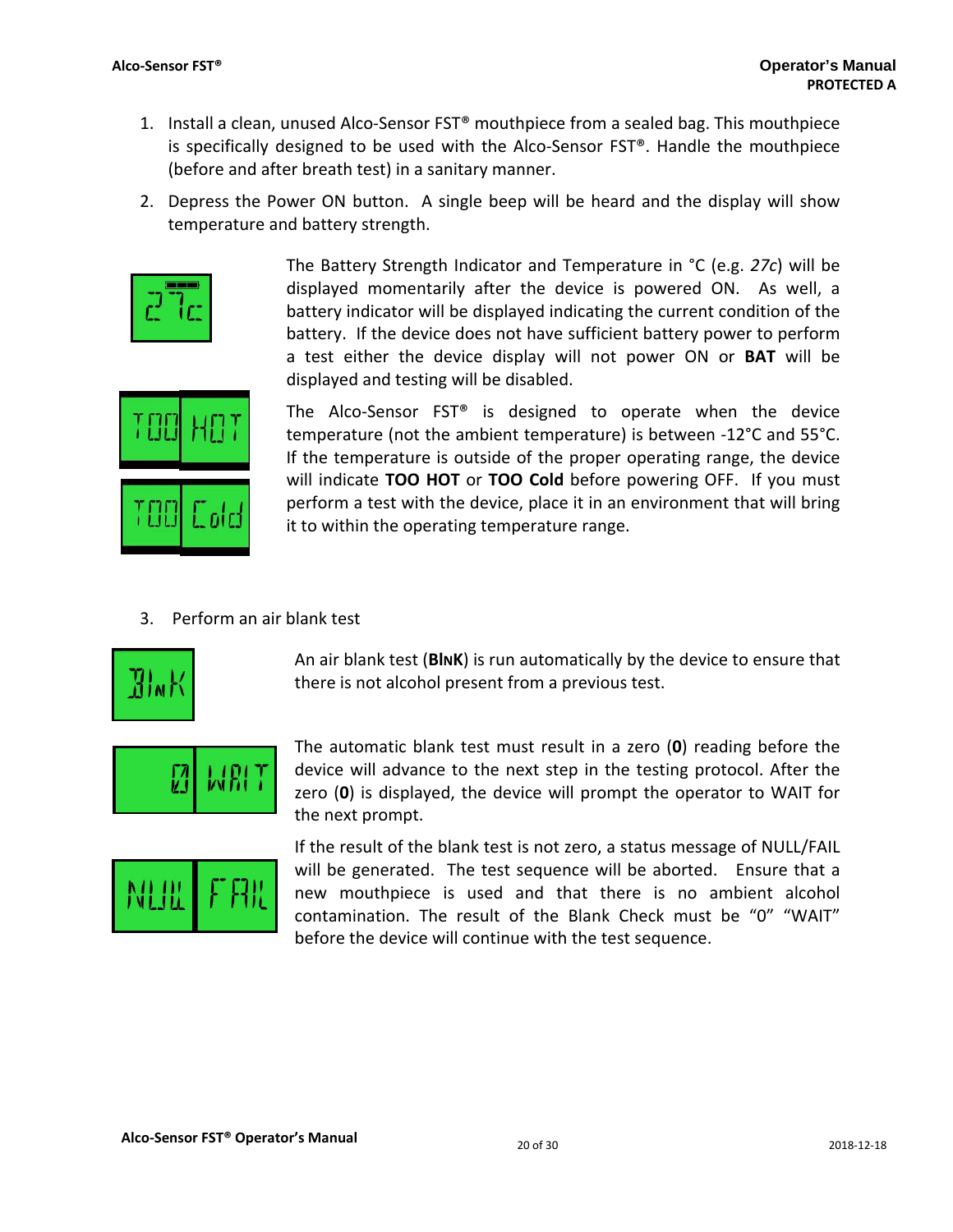1. Install a clean, unused Alco-Sensor FST® mouthpiece from a sealed bag. This mouthpiece is specifically designed to be used with the Alco-Sensor FST®. Handle the mouthpiece (before and after breath test) in a sanitary manner.

2. Depress the Power ON button. A single beep will be heard and the display will show temperature and battery strength.

The Battery Strength Indicator and Temperature in °C (e.g. *27c*) will be displayed momentarily after the device is powered ON. As well, a battery indicator will be displayed indicating the current condition of the battery. If the device does not have sufficient battery power to perform a test either the device display will not power ON or **BAT** will be displayed and testing will be disabled.

The Alco-Sensor FST® is designed to operate when the device temperature (not the ambient temperature) is between -12°C and 55°C. If the temperature is outside of the proper operating range, the device will indicate **TOO HOT** or **TOO Cold** before powering OFF. If you must perform a test with the device, place it in an environment that will bring it to within the operating temperature range.

3. Perform an air blank test

An air blank test (**BlnK**) is run automatically by the device to ensure that there is not alcohol present from a previous test.

The automatic blank test must result in a zero (**0**) reading before the device will advance to the next step in the testing protocol. After the zero (**0**) is displayed, the device will prompt the operator to WAIT for the next prompt.

If the result of the blank test is not zero, a status message of NULL/FAIL will be generated. The test sequence will be aborted. Ensure that a new mouthpiece is used and that there is no ambient alcohol contamination. The result of the Blank Check must be "0" "WAIT" before the device will continue with the test sequence.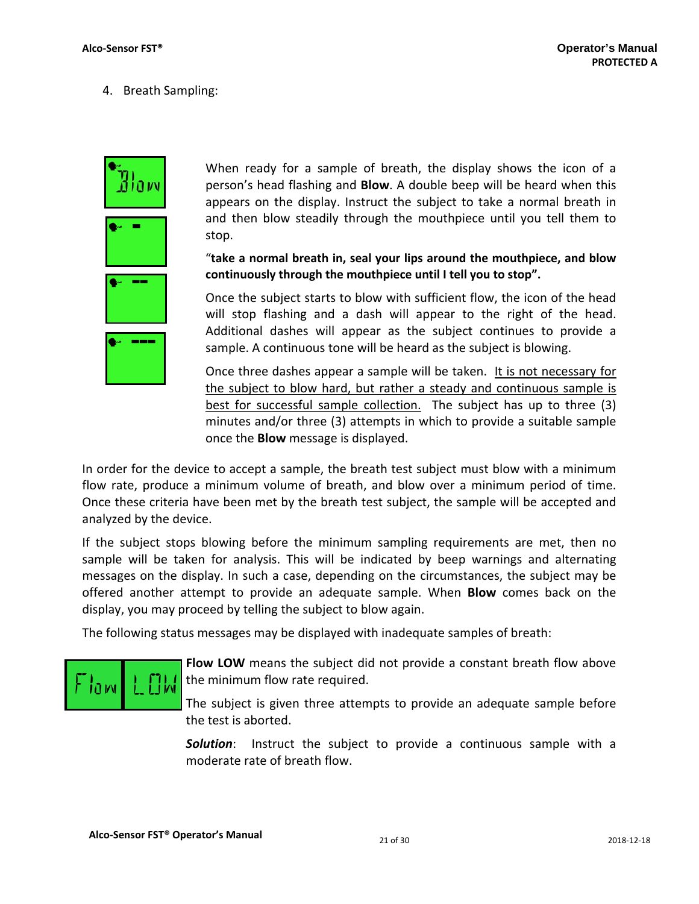4. Breath Sampling:

When ready for a sample of breath, the display shows the icon of a person's head flashing and **Blow**. A double beep will be heard when this appears on the display. Instruct the subject to take a normal breath in and then blow steadily through the mouthpiece until you tell them to stop.

"**take a normal breath in, seal your lips around the mouthpiece, and blow continuously through the mouthpiece until I tell you to stop".**

Once the subject starts to blow with sufficient flow, the icon of the head will stop flashing and a dash will appear to the right of the head. Additional dashes will appear as the subject continues to provide a sample. A continuous tone will be heard as the subject is blowing.

Once three dashes appear a sample will be taken. <u>It is not necessary for the subject to blow hard, but rather a steady and continuous sample is best for successful sample collection.</u> The subject has up to three (3) minutes and/or three (3) attempts in which to provide a suitable sample once the **Blow** message is displayed.

In order for the device to accept a sample, the breath test subject must blow with a minimum flow rate, produce a minimum volume of breath, and blow over a minimum period of time. Once these criteria have been met by the breath test subject, the sample will be accepted and analyzed by the device.

If the subject stops blowing before the minimum sampling requirements are met, then no sample will be taken for analysis. This will be indicated by beep warnings and alternating messages on the display. In such a case, depending on the circumstances, the subject may be offered another attempt to provide an adequate sample. When **Blow** comes back on the display, you may proceed by telling the subject to blow again.

The following status messages may be displayed with inadequate samples of breath:

**Flow LOW** means the subject did not provide a constant breath flow above the minimum flow rate required.

The subject is given three attempts to provide an adequate sample before the test is aborted.

***Solution***: Instruct the subject to provide a continuous sample with a moderate rate of breath flow.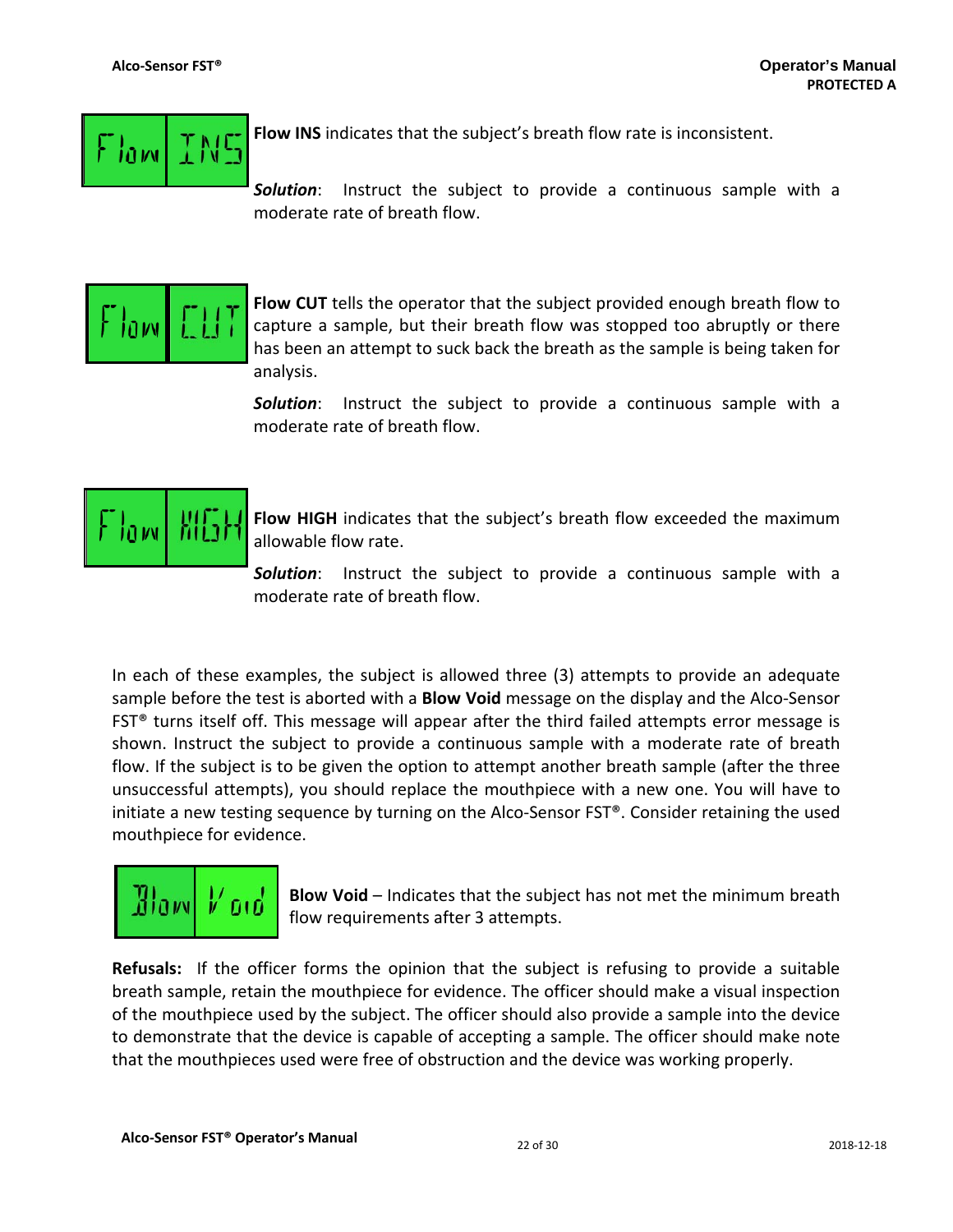**Flow INS** indicates that the subject's breath flow rate is inconsistent.

***Solution***: Instruct the subject to provide a continuous sample with a moderate rate of breath flow.

**Flow CUT** tells the operator that the subject provided enough breath flow to capture a sample, but their breath flow was stopped too abruptly or there has been an attempt to suck back the breath as the sample is being taken for analysis.

***Solution***: Instruct the subject to provide a continuous sample with a moderate rate of breath flow.

**Flow HIGH** indicates that the subject's breath flow exceeded the maximum allowable flow rate.

***Solution***: Instruct the subject to provide a continuous sample with a moderate rate of breath flow.

In each of these examples, the subject is allowed three (3) attempts to provide an adequate sample before the test is aborted with a **Blow Void** message on the display and the Alco-Sensor FST® turns itself off. This message will appear after the third failed attempts error message is shown. Instruct the subject to provide a continuous sample with a moderate rate of breath flow. If the subject is to be given the option to attempt another breath sample (after the three unsuccessful attempts), you should replace the mouthpiece with a new one. You will have to initiate a new testing sequence by turning on the Alco-Sensor FST®. Consider retaining the used mouthpiece for evidence.

**Blow Void** – Indicates that the subject has not met the minimum breath flow requirements after 3 attempts.

**Refusals:** If the officer forms the opinion that the subject is refusing to provide a suitable breath sample, retain the mouthpiece for evidence. The officer should make a visual inspection of the mouthpiece used by the subject. The officer should also provide a sample into the device to demonstrate that the device is capable of accepting a sample. The officer should make note that the mouthpieces used were free of obstruction and the device was working properly.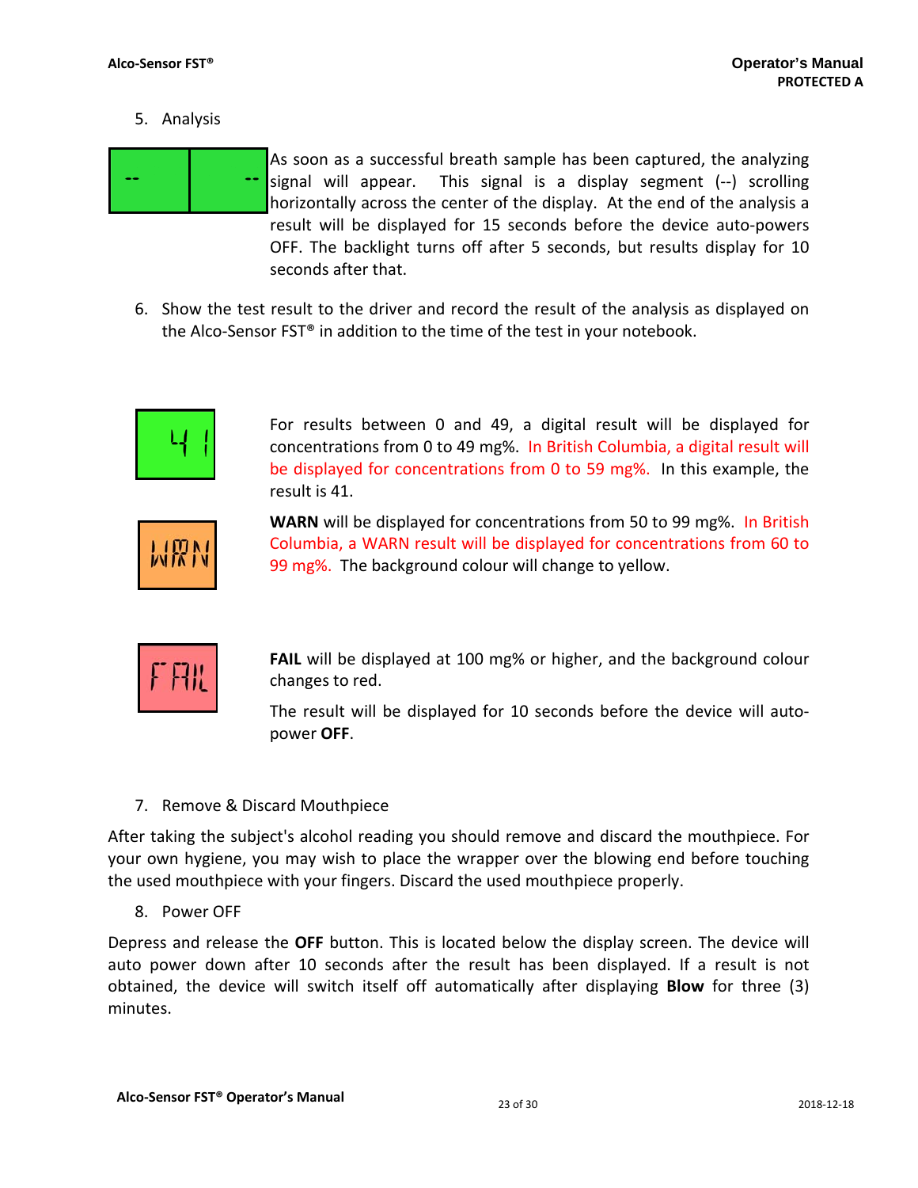5. Analysis

As soon as a successful breath sample has been captured, the analyzing signal will appear. This signal is a display segment (--) scrolling horizontally across the center of the display. At the end of the analysis a result will be displayed for 15 seconds before the device auto-powers OFF. The backlight turns off after 5 seconds, but results display for 10 seconds after that.

6. Show the test result to the driver and record the result of the analysis as displayed on the Alco-Sensor FST® in addition to the time of the test in your notebook.

For results between 0 and 49, a digital result will be displayed for concentrations from 0 to 49 mg%. In British Columbia, a digital result will be displayed for concentrations from 0 to 59 mg%. In this example, the result is 41.

**WARN** will be displayed for concentrations from 50 to 99 mg%. In British Columbia, a WARN result will be displayed for concentrations from 60 to 99 mg%. The background colour will change to yellow.

**FAIL** will be displayed at 100 mg% or higher, and the background colour changes to red.

The result will be displayed for 10 seconds before the device will auto-power **OFF**.

7. Remove & Discard Mouthpiece

After taking the subject's alcohol reading you should remove and discard the mouthpiece. For your own hygiene, you may wish to place the wrapper over the blowing end before touching the used mouthpiece with your fingers. Discard the used mouthpiece properly.

8. Power OFF

Depress and release the **OFF** button. This is located below the display screen. The device will auto power down after 10 seconds after the result has been displayed. If a result is not obtained, the device will switch itself off automatically after displaying **Blow** for three (3) minutes.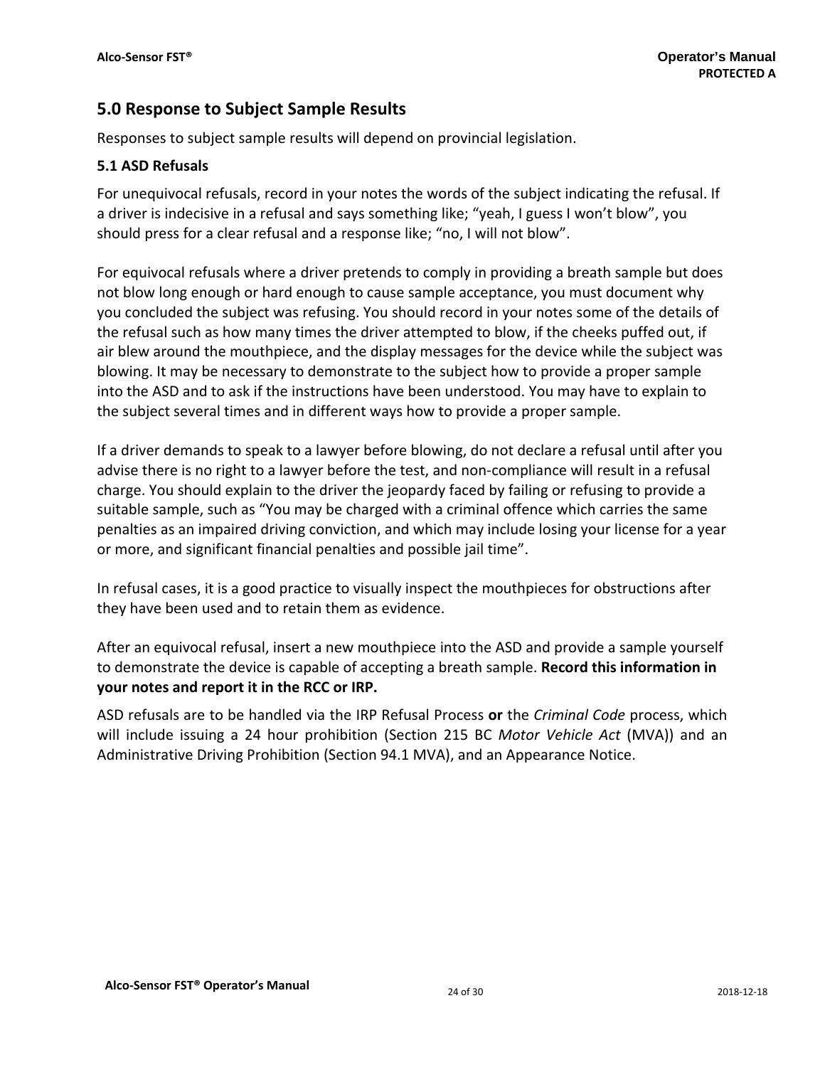## 5.0 Response to Subject Sample Results

Responses to subject sample results will depend on provincial legislation.

### 5.1 ASD Refusals

For unequivocal refusals, record in your notes the words of the subject indicating the refusal. If a driver is indecisive in a refusal and says something like; “yeah, I guess I won’t blow”, you should press for a clear refusal and a response like; “no, I will not blow”.

For equivocal refusals where a driver pretends to comply in providing a breath sample but does not blow long enough or hard enough to cause sample acceptance, you must document why you concluded the subject was refusing. You should record in your notes some of the details of the refusal such as how many times the driver attempted to blow, if the cheeks puffed out, if air blew around the mouthpiece, and the display messages for the device while the subject was blowing. It may be necessary to demonstrate to the subject how to provide a proper sample into the ASD and to ask if the instructions have been understood. You may have to explain to the subject several times and in different ways how to provide a proper sample.

If a driver demands to speak to a lawyer before blowing, do not declare a refusal until after you advise there is no right to a lawyer before the test, and non-compliance will result in a refusal charge. You should explain to the driver the jeopardy faced by failing or refusing to provide a suitable sample, such as “You may be charged with a criminal offence which carries the same penalties as an impaired driving conviction, and which may include losing your license for a year or more, and significant financial penalties and possible jail time”.

In refusal cases, it is a good practice to visually inspect the mouthpieces for obstructions after they have been used and to retain them as evidence.

After an equivocal refusal, insert a new mouthpiece into the ASD and provide a sample yourself to demonstrate the device is capable of accepting a breath sample. **Record this information in your notes and report it in the RCC or IRP.**

ASD refusals are to be handled via the IRP Refusal Process **or** the *Criminal Code* process, which will include issuing a 24 hour prohibition (Section 215 BC *Motor Vehicle Act* (MVA)) and an Administrative Driving Prohibition (Section 94.1 MVA), and an Appearance Notice.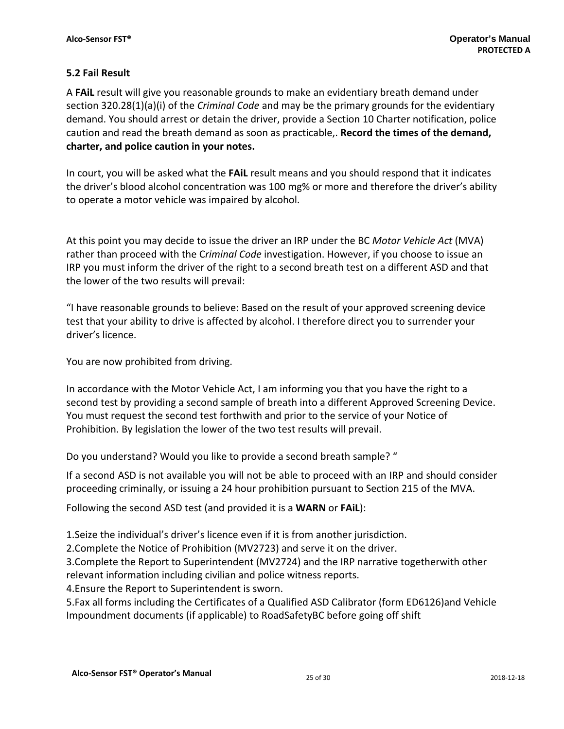## 5.2 Fail Result

A **FAiL** result will give you reasonable grounds to make an evidentiary breath demand under section 320.28(1)(a)(i) of the *Criminal Code* and may be the primary grounds for the evidentiary demand. You should arrest or detain the driver, provide a Section 10 Charter notification, police caution and read the breath demand as soon as practicable,. **Record the times of the demand, charter, and police caution in your notes.**

In court, you will be asked what the **FAiL** result means and you should respond that it indicates the driver's blood alcohol concentration was 100 mg% or more and therefore the driver's ability to operate a motor vehicle was impaired by alcohol.

At this point you may decide to issue the driver an IRP under the BC *Motor Vehicle Act* (MVA) rather than proceed with the C*riminal Code* investigation. However, if you choose to issue an IRP you must inform the driver of the right to a second breath test on a different ASD and that the lower of the two results will prevail:

"I have reasonable grounds to believe: Based on the result of your approved screening device test that your ability to drive is affected by alcohol. I therefore direct you to surrender your driver's licence.

You are now prohibited from driving.

In accordance with the Motor Vehicle Act, I am informing you that you have the right to a second test by providing a second sample of breath into a different Approved Screening Device. You must request the second test forthwith and prior to the service of your Notice of Prohibition. By legislation the lower of the two test results will prevail.

Do you understand? Would you like to provide a second breath sample? "

If a second ASD is not available you will not be able to proceed with an IRP and should consider proceeding criminally, or issuing a 24 hour prohibition pursuant to Section 215 of the MVA.

Following the second ASD test (and provided it is a **WARN** or **FAiL**):

1.Seize the individual's driver's licence even if it is from another jurisdiction.
2.Complete the Notice of Prohibition (MV2723) and serve it on the driver.
3.Complete the Report to Superintendent (MV2724) and the IRP narrative togetherwith other relevant information including civilian and police witness reports.
4.Ensure the Report to Superintendent is sworn.
5.Fax all forms including the Certificates of a Qualified ASD Calibrator (form ED6126)and Vehicle Impoundment documents (if applicable) to RoadSafetyBC before going off shift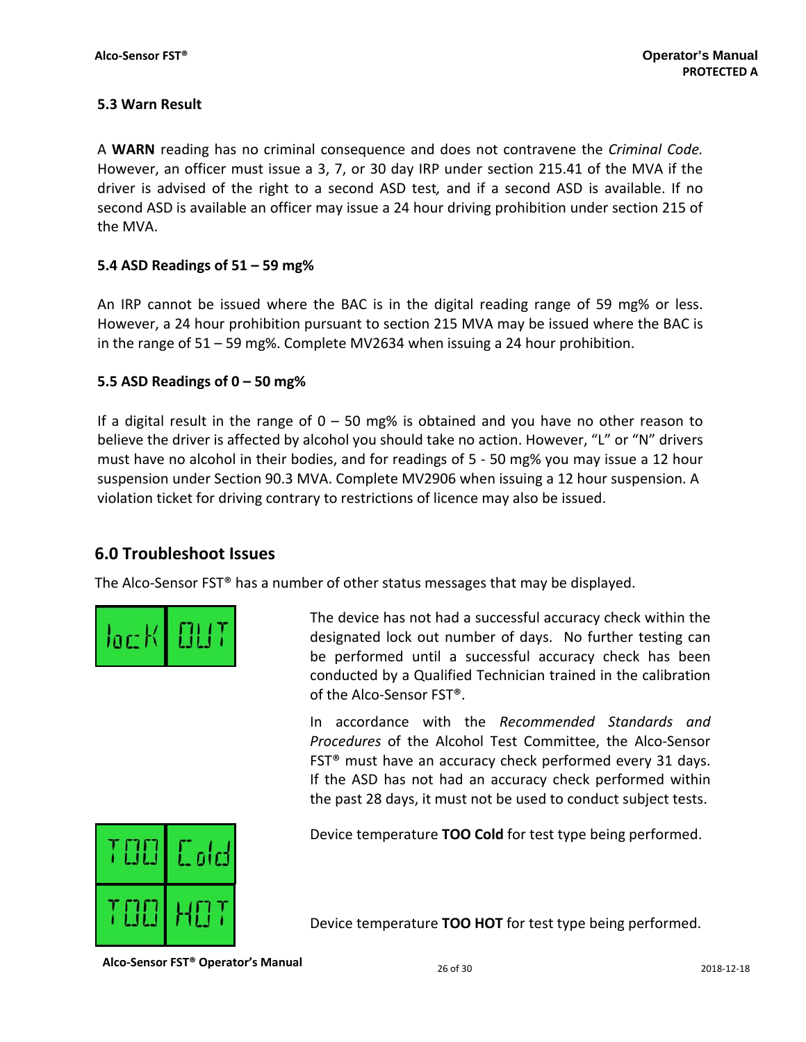### 5.3 Warn Result

A **WARN** reading has no criminal consequence and does not contravene the *Criminal Code.* However, an officer must issue a 3, 7, or 30 day IRP under section 215.41 of the MVA if the driver is advised of the right to a second ASD test, and if a second ASD is available. If no second ASD is available an officer may issue a 24 hour driving prohibition under section 215 of the MVA.

### 5.4 ASD Readings of 51 – 59 mg%

An IRP cannot be issued where the BAC is in the digital reading range of 59 mg% or less. However, a 24 hour prohibition pursuant to section 215 MVA may be issued where the BAC is in the range of 51 – 59 mg%. Complete MV2634 when issuing a 24 hour prohibition.

### 5.5 ASD Readings of 0 – 50 mg%

If a digital result in the range of 0 – 50 mg% is obtained and you have no other reason to believe the driver is affected by alcohol you should take no action. However, "L" or "N" drivers must have no alcohol in their bodies, and for readings of 5 - 50 mg% you may issue a 12 hour suspension under Section 90.3 MVA. Complete MV2906 when issuing a 12 hour suspension. A violation ticket for driving contrary to restrictions of licence may also be issued.

## 6.0 Troubleshoot Issues

The Alco-Sensor FST® has a number of other status messages that may be displayed.

lock OUT

The device has not had a successful accuracy check within the designated lock out number of days. No further testing can be performed until a successful accuracy check has been conducted by a Qualified Technician trained in the calibration of the Alco-Sensor FST®.

In accordance with the *Recommended Standards and Procedures* of the Alcohol Test Committee, the Alco-Sensor FST® must have an accuracy check performed every 31 days. If the ASD has not had an accuracy check performed within the past 28 days, it must not be used to conduct subject tests.

TOO Cold

Device temperature **TOO Cold** for test type being performed.

TOO HOT

Device temperature **TOO HOT** for test type being performed.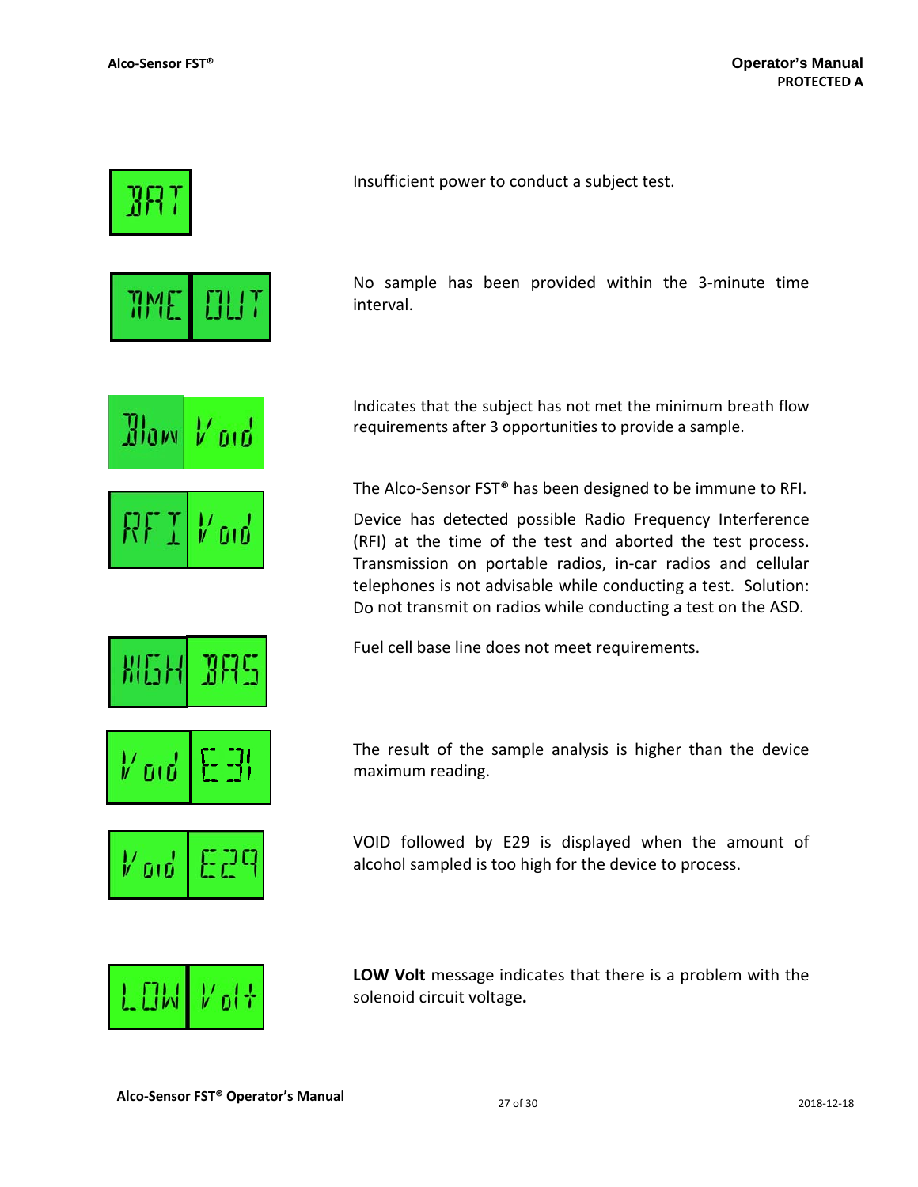| Display | Description |
| --- | --- |
| BAT | Insufficient power to conduct a subject test. |
| TIME OUT | No sample has been provided within the 3-minute time interval. |
| Blow Void | Indicates that the subject has not met the minimum breath flow requirements after 3 opportunities to provide a sample. |
| RFI Void | The Alco-Sensor FST® has been designed to be immune to RFI.<br><br>Device has detected possible Radio Frequency Interference (RFI) at the time of the test and aborted the test process. Transmission on portable radios, in-car radios and cellular telephones is not advisable while conducting a test. Solution: Do not transmit on radios while conducting a test on the ASD. |
| HIGH BAS | Fuel cell base line does not meet requirements. |
| Void E31 | The result of the sample analysis is higher than the device maximum reading. |
| Void E29 | VOID followed by E29 is displayed when the amount of alcohol sampled is too high for the device to process. |
| LOW Volt | **LOW Volt** message indicates that there is a problem with the solenoid circuit voltage**.** |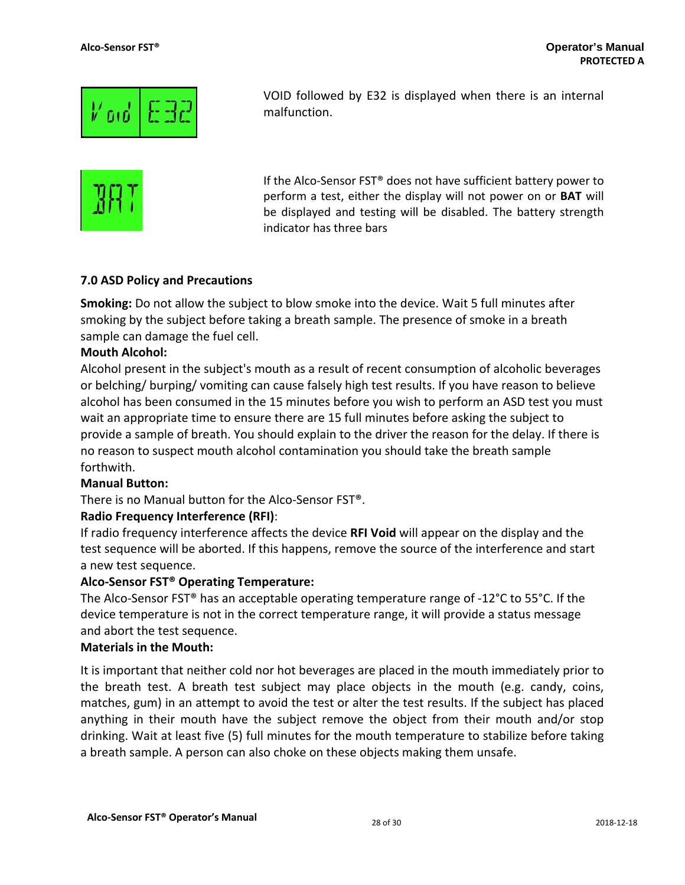VOID followed by E32 is displayed when there is an internal malfunction.

If the Alco-Sensor FST® does not have sufficient battery power to perform a test, either the display will not power on or **BAT** will be displayed and testing will be disabled. The battery strength indicator has three bars

### 7.0 ASD Policy and Precautions

**Smoking:** Do not allow the subject to blow smoke into the device. Wait 5 full minutes after smoking by the subject before taking a breath sample. The presence of smoke in a breath sample can damage the fuel cell.

**Mouth Alcohol:**

Alcohol present in the subject's mouth as a result of recent consumption of alcoholic beverages or belching/ burping/ vomiting can cause falsely high test results. If you have reason to believe alcohol has been consumed in the 15 minutes before you wish to perform an ASD test you must wait an appropriate time to ensure there are 15 full minutes before asking the subject to provide a sample of breath. You should explain to the driver the reason for the delay. If there is no reason to suspect mouth alcohol contamination you should take the breath sample forthwith.

**Manual Button:**

There is no Manual button for the Alco-Sensor FST®.

**Radio Frequency Interference (RFI)**:

If radio frequency interference affects the device **RFI Void** will appear on the display and the test sequence will be aborted. If this happens, remove the source of the interference and start a new test sequence.

**Alco-Sensor FST® Operating Temperature:**

The Alco-Sensor FST® has an acceptable operating temperature range of -12°C to 55°C. If the device temperature is not in the correct temperature range, it will provide a status message and abort the test sequence.

**Materials in the Mouth:**

It is important that neither cold nor hot beverages are placed in the mouth immediately prior to the breath test. A breath test subject may place objects in the mouth (e.g. candy, coins, matches, gum) in an attempt to avoid the test or alter the test results. If the subject has placed anything in their mouth have the subject remove the object from their mouth and/or stop drinking. Wait at least five (5) full minutes for the mouth temperature to stabilize before taking a breath sample. A person can also choke on these objects making them unsafe.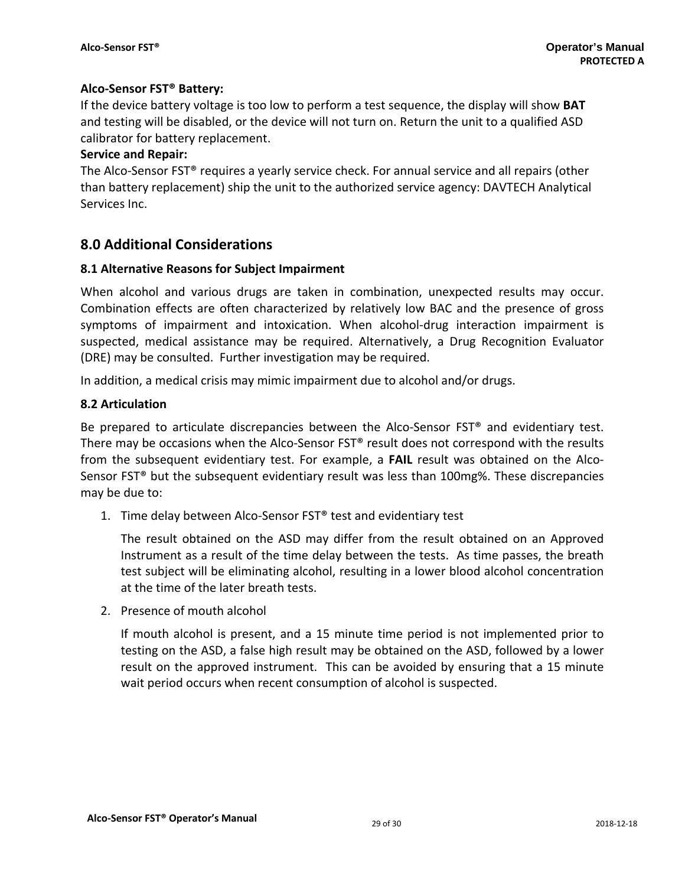**Alco-Sensor FST® Battery:**

If the device battery voltage is too low to perform a test sequence, the display will show **BAT** and testing will be disabled, or the device will not turn on. Return the unit to a qualified ASD calibrator for battery replacement.

**Service and Repair:**

The Alco-Sensor FST® requires a yearly service check. For annual service and all repairs (other than battery replacement) ship the unit to the authorized service agency: DAVTECH Analytical Services Inc.

## 8.0 Additional Considerations

### 8.1 Alternative Reasons for Subject Impairment

When alcohol and various drugs are taken in combination, unexpected results may occur. Combination effects are often characterized by relatively low BAC and the presence of gross symptoms of impairment and intoxication. When alcohol-drug interaction impairment is suspected, medical assistance may be required. Alternatively, a Drug Recognition Evaluator (DRE) may be consulted. Further investigation may be required.

In addition, a medical crisis may mimic impairment due to alcohol and/or drugs.

### 8.2 Articulation

Be prepared to articulate discrepancies between the Alco-Sensor FST® and evidentiary test. There may be occasions when the Alco-Sensor FST® result does not correspond with the results from the subsequent evidentiary test. For example, a **FAIL** result was obtained on the Alco-Sensor FST® but the subsequent evidentiary result was less than 100mg%. These discrepancies may be due to:

1. Time delay between Alco-Sensor FST® test and evidentiary test

   The result obtained on the ASD may differ from the result obtained on an Approved Instrument as a result of the time delay between the tests. As time passes, the breath test subject will be eliminating alcohol, resulting in a lower blood alcohol concentration at the time of the later breath tests.

2. Presence of mouth alcohol

   If mouth alcohol is present, and a 15 minute time period is not implemented prior to testing on the ASD, a false high result may be obtained on the ASD, followed by a lower result on the approved instrument. This can be avoided by ensuring that a 15 minute wait period occurs when recent consumption of alcohol is suspected.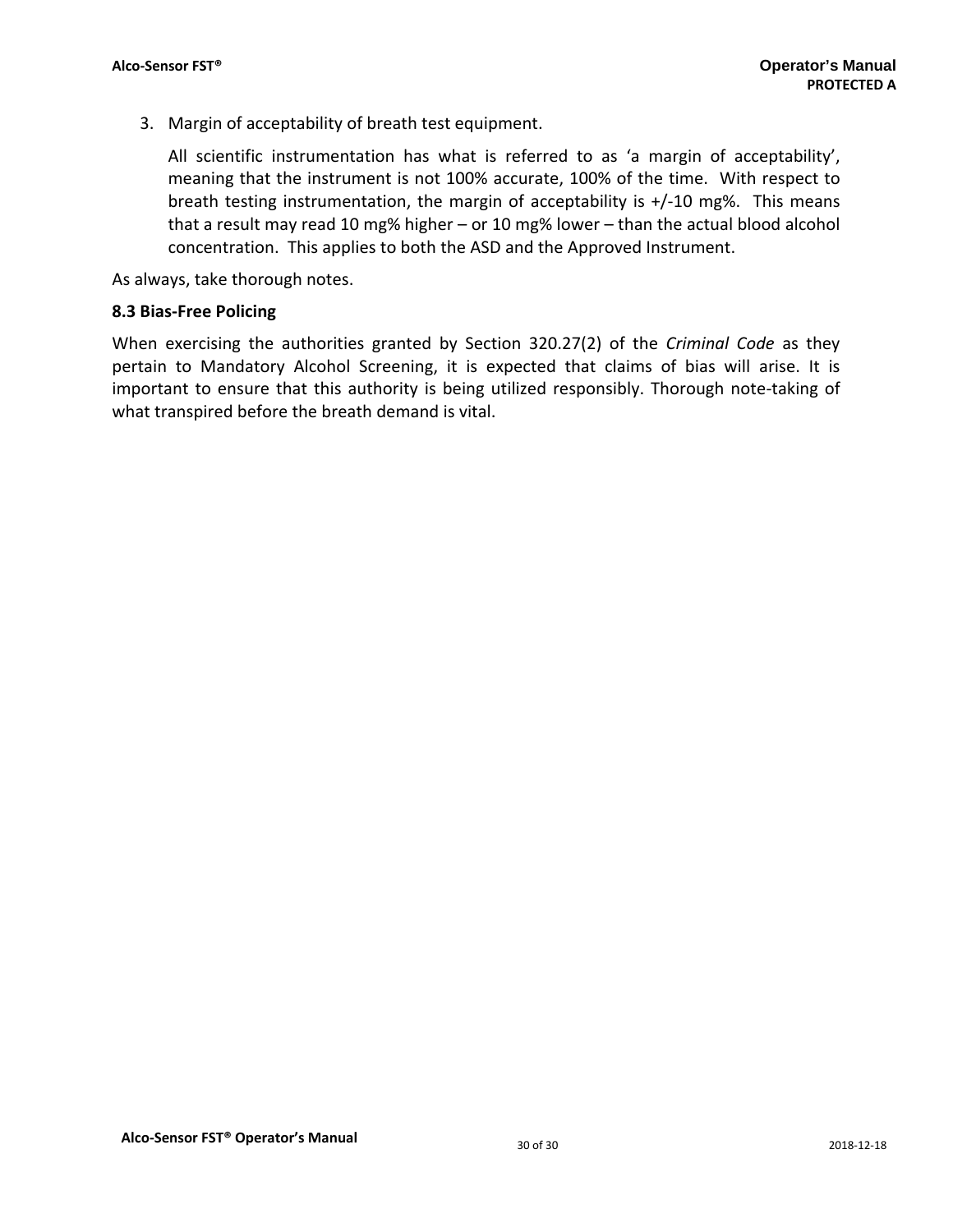3. Margin of acceptability of breath test equipment.

   All scientific instrumentation has what is referred to as ‘a margin of acceptability’, meaning that the instrument is not 100% accurate, 100% of the time. With respect to breath testing instrumentation, the margin of acceptability is +/-10 mg%. This means that a result may read 10 mg% higher – or 10 mg% lower – than the actual blood alcohol concentration. This applies to both the ASD and the Approved Instrument.

As always, take thorough notes.

### 8.3 Bias-Free Policing

When exercising the authorities granted by Section 320.27(2) of the *Criminal Code* as they pertain to Mandatory Alcohol Screening, it is expected that claims of bias will arise. It is important to ensure that this authority is being utilized responsibly. Thorough note-taking of what transpired before the breath demand is vital.